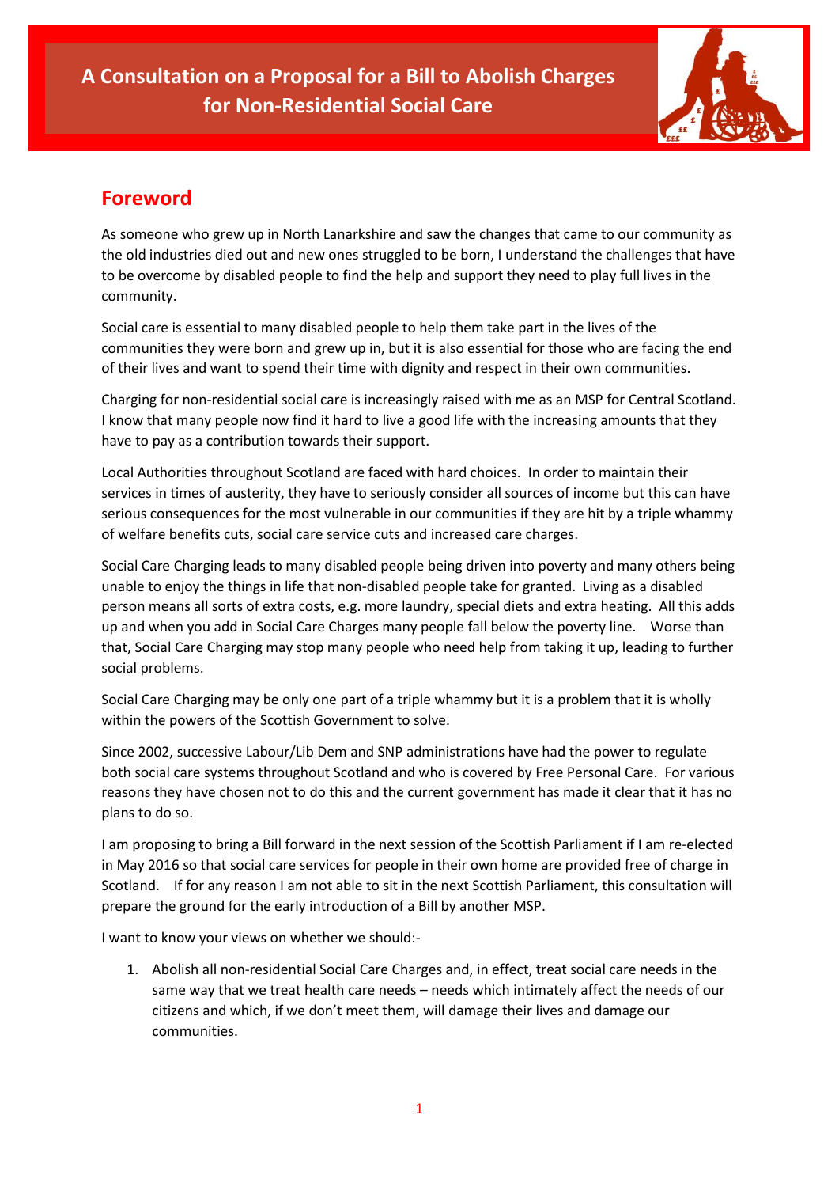# A Consultation on a Proposal for a Bill to Abolish Charges for Non-Residential Social Care

## Foreword

As someone who grew up in North Lanarkshire and saw the changes that came to our community as the old industries died out and new ones struggled to be born, I understand the challenges that have to be overcome by disabled people to find the help and support they need to play full lives in the community.

Social care is essential to many disabled people to help them take part in the lives of the communities they were born and grew up in, but it is also essential for those who are facing the end of their lives and want to spend their time with dignity and respect in their own communities.

Charging for non-residential social care is increasingly raised with me as an MSP for Central Scotland. I know that many people now find it hard to live a good life with the increasing amounts that they have to pay as a contribution towards their support.

Local Authorities throughout Scotland are faced with hard choices. In order to maintain their services in times of austerity, they have to seriously consider all sources of income but this can have serious consequences for the most vulnerable in our communities if they are hit by a triple whammy of welfare benefits cuts, social care service cuts and increased care charges.

Social Care Charging leads to many disabled people being driven into poverty and many others being unable to enjoy the things in life that non-disabled people take for granted. Living as a disabled person means all sorts of extra costs, e.g. more laundry, special diets and extra heating. All this adds up and when you add in Social Care Charges many people fall below the poverty line. Worse than that, Social Care Charging may stop many people who need help from taking it up, leading to further social problems.

Social Care Charging may be only one part of a triple whammy but it is a problem that it is wholly within the powers of the Scottish Government to solve.

Since 2002, successive Labour/Lib Dem and SNP administrations have had the power to regulate both social care systems throughout Scotland and who is covered by Free Personal Care. For various reasons they have chosen not to do this and the current government has made it clear that it has no plans to do so.

I am proposing to bring a Bill forward in the next session of the Scottish Parliament if I am re-elected in May 2016 so that social care services for people in their own home are provided free of charge in Scotland. If for any reason I am not able to sit in the next Scottish Parliament, this consultation will prepare the ground for the early introduction of a Bill by another MSP.

I want to know your views on whether we should:-

1. Abolish all non-residential Social Care Charges and, in effect, treat social care needs in the same way that we treat health care needs – needs which intimately affect the needs of our citizens and which, if we don't meet them, will damage their lives and damage our communities.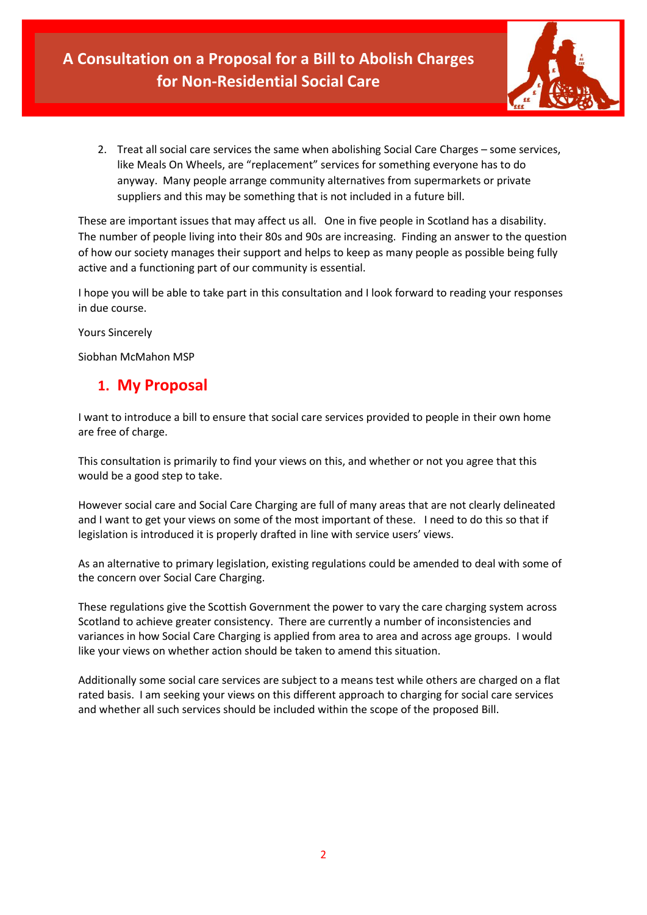2. Treat all social care services the same when abolishing Social Care Charges – some services, like Meals On Wheels, are "replacement" services for something everyone has to do anyway. Many people arrange community alternatives from supermarkets or private suppliers and this may be something that is not included in a future bill.

These are important issues that may affect us all. One in five people in Scotland has a disability. The number of people living into their 80s and 90s are increasing. Finding an answer to the question of how our society manages their support and helps to keep as many people as possible being fully active and a functioning part of our community is essential.

I hope you will be able to take part in this consultation and I look forward to reading your responses in due course.

Yours Sincerely

Siobhan McMahon MSP

## 1. My Proposal

I want to introduce a bill to ensure that social care services provided to people in their own home are free of charge.

This consultation is primarily to find your views on this, and whether or not you agree that this would be a good step to take.

However social care and Social Care Charging are full of many areas that are not clearly delineated and I want to get your views on some of the most important of these. I need to do this so that if legislation is introduced it is properly drafted in line with service users' views.

As an alternative to primary legislation, existing regulations could be amended to deal with some of the concern over Social Care Charging.

These regulations give the Scottish Government the power to vary the care charging system across Scotland to achieve greater consistency. There are currently a number of inconsistencies and variances in how Social Care Charging is applied from area to area and across age groups. I would like your views on whether action should be taken to amend this situation.

Additionally some social care services are subject to a means test while others are charged on a flat rated basis. I am seeking your views on this different approach to charging for social care services and whether all such services should be included within the scope of the proposed Bill.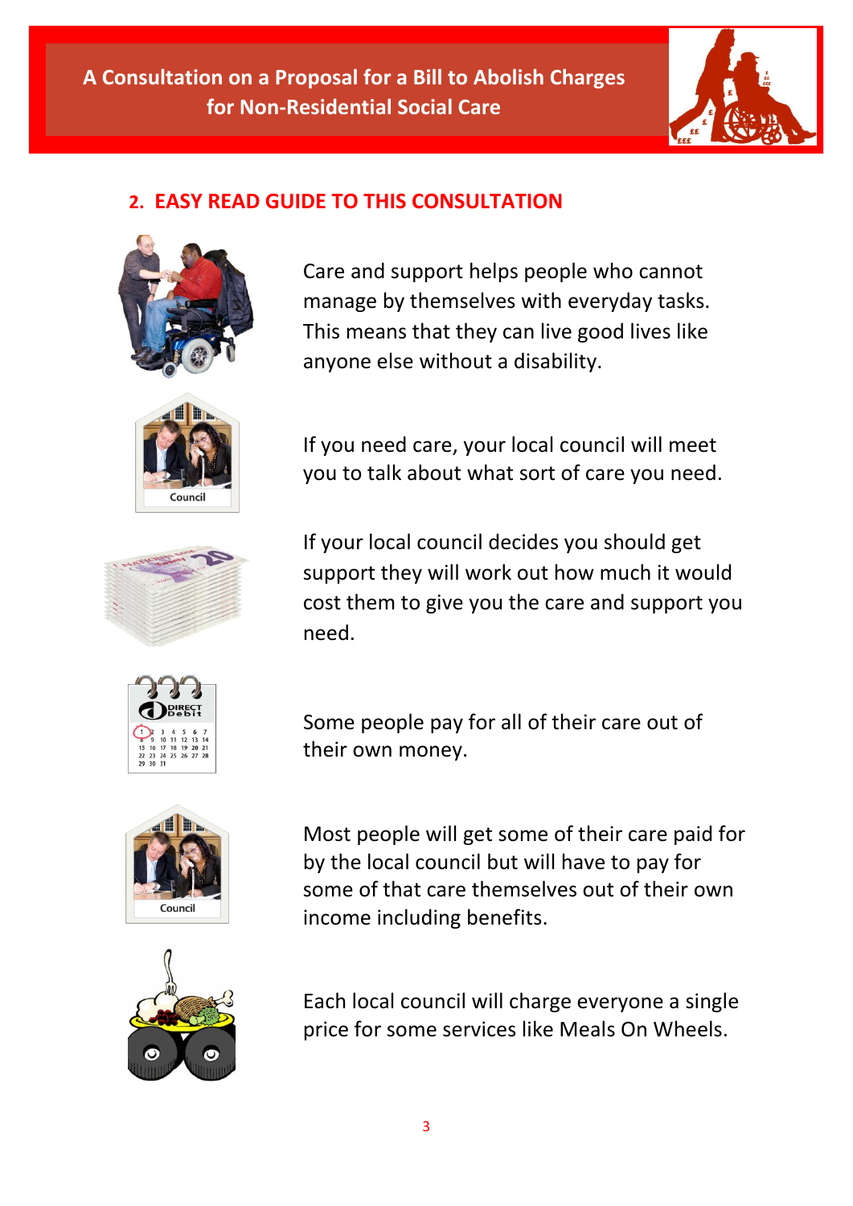## 2. EASY READ GUIDE TO THIS CONSULTATION

Care and support helps people who cannot manage by themselves with everyday tasks. This means that they can live good lives like anyone else without a disability.

If you need care, your local council will meet you to talk about what sort of care you need.

If your local council decides you should get support they will work out how much it would cost them to give you the care and support you need.

Some people pay for all of their care out of their own money.

Most people will get some of their care paid for by the local council but will have to pay for some of that care themselves out of their own income including benefits.

Each local council will charge everyone a single price for some services like Meals On Wheels.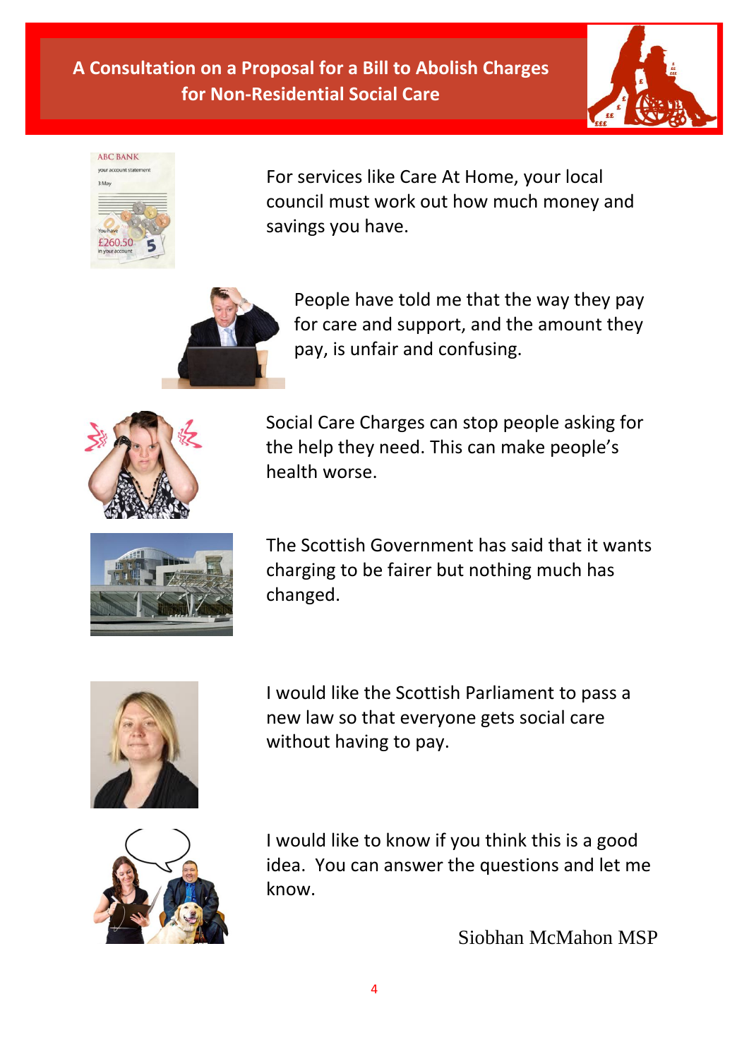**A Consultation on a Proposal for a Bill to Abolish Charges for Non-Residential Social Care**

For services like Care At Home, your local council must work out how much money and savings you have.

People have told me that the way they pay for care and support, and the amount they pay, is unfair and confusing.

Social Care Charges can stop people asking for the help they need. This can make people's health worse.

The Scottish Government has said that it wants charging to be fairer but nothing much has changed.

I would like the Scottish Parliament to pass a new law so that everyone gets social care without having to pay.

I would like to know if you think this is a good idea. You can answer the questions and let me know.

Siobhan McMahon MSP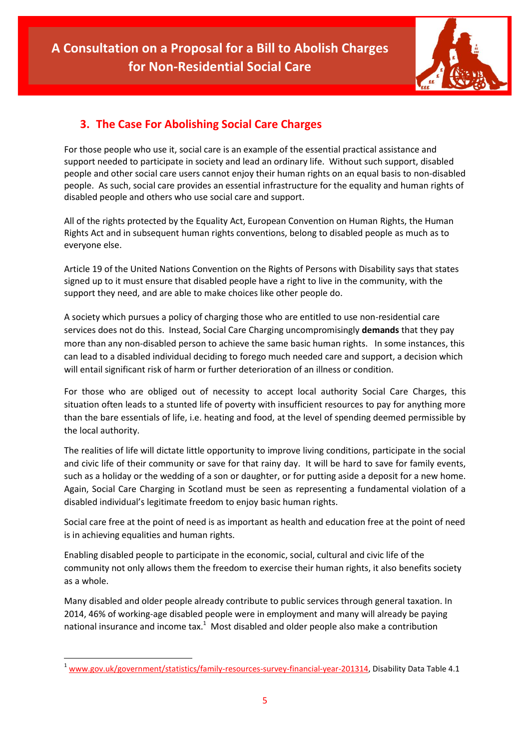## 3. The Case For Abolishing Social Care Charges

For those people who use it, social care is an example of the essential practical assistance and support needed to participate in society and lead an ordinary life. Without such support, disabled people and other social care users cannot enjoy their human rights on an equal basis to non-disabled people. As such, social care provides an essential infrastructure for the equality and human rights of disabled people and others who use social care and support.

All of the rights protected by the Equality Act, European Convention on Human Rights, the Human Rights Act and in subsequent human rights conventions, belong to disabled people as much as to everyone else.

Article 19 of the United Nations Convention on the Rights of Persons with Disability says that states signed up to it must ensure that disabled people have a right to live in the community, with the support they need, and are able to make choices like other people do.

A society which pursues a policy of charging those who are entitled to use non-residential care services does not do this. Instead, Social Care Charging uncompromisingly **demands** that they pay more than any non-disabled person to achieve the same basic human rights. In some instances, this can lead to a disabled individual deciding to forego much needed care and support, a decision which will entail significant risk of harm or further deterioration of an illness or condition.

For those who are obliged out of necessity to accept local authority Social Care Charges, this situation often leads to a stunted life of poverty with insufficient resources to pay for anything more than the bare essentials of life, i.e. heating and food, at the level of spending deemed permissible by the local authority.

The realities of life will dictate little opportunity to improve living conditions, participate in the social and civic life of their community or save for that rainy day. It will be hard to save for family events, such as a holiday or the wedding of a son or daughter, or for putting aside a deposit for a new home. Again, Social Care Charging in Scotland must be seen as representing a fundamental violation of a disabled individual's legitimate freedom to enjoy basic human rights.

Social care free at the point of need is as important as health and education free at the point of need is in achieving equalities and human rights.

Enabling disabled people to participate in the economic, social, cultural and civic life of the community not only allows them the freedom to exercise their human rights, it also benefits society as a whole.

Many disabled and older people already contribute to public services through general taxation. In 2014, 46% of working-age disabled people were in employment and many will already be paying national insurance and income tax.[1] Most disabled and older people also make a contribution

[1] www.gov.uk/government/statistics/family-resources-survey-financial-year-201314, Disability Data Table 4.1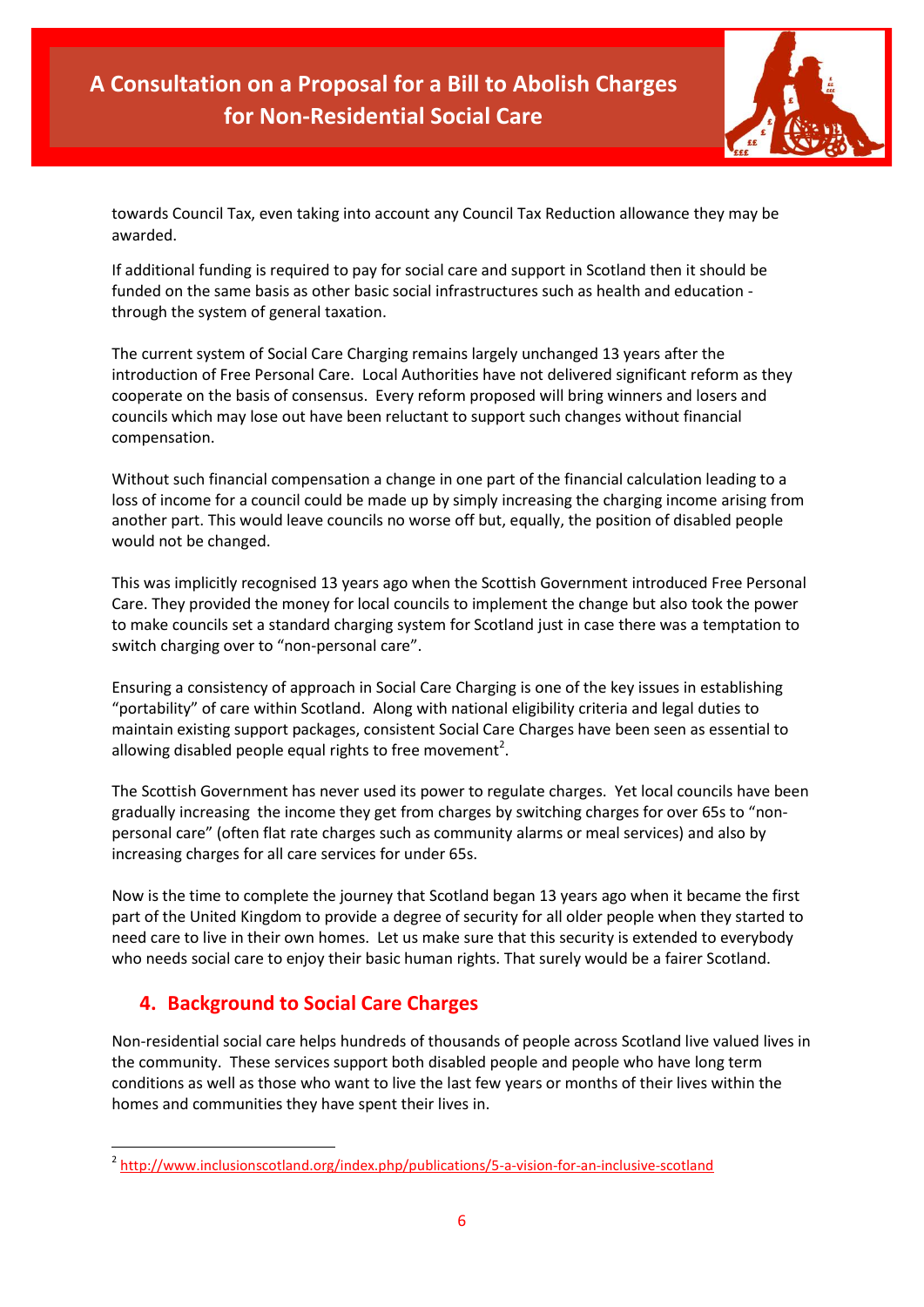towards Council Tax, even taking into account any Council Tax Reduction allowance they may be awarded.

If additional funding is required to pay for social care and support in Scotland then it should be funded on the same basis as other basic social infrastructures such as health and education - through the system of general taxation.

The current system of Social Care Charging remains largely unchanged 13 years after the introduction of Free Personal Care. Local Authorities have not delivered significant reform as they cooperate on the basis of consensus. Every reform proposed will bring winners and losers and councils which may lose out have been reluctant to support such changes without financial compensation.

Without such financial compensation a change in one part of the financial calculation leading to a loss of income for a council could be made up by simply increasing the charging income arising from another part. This would leave councils no worse off but, equally, the position of disabled people would not be changed.

This was implicitly recognised 13 years ago when the Scottish Government introduced Free Personal Care. They provided the money for local councils to implement the change but also took the power to make councils set a standard charging system for Scotland just in case there was a temptation to switch charging over to "non-personal care".

Ensuring a consistency of approach in Social Care Charging is one of the key issues in establishing "portability" of care within Scotland. Along with national eligibility criteria and legal duties to maintain existing support packages, consistent Social Care Charges have been seen as essential to allowing disabled people equal rights to free movement[2].

The Scottish Government has never used its power to regulate charges. Yet local councils have been gradually increasing the income they get from charges by switching charges for over 65s to "non-personal care" (often flat rate charges such as community alarms or meal services) and also by increasing charges for all care services for under 65s.

Now is the time to complete the journey that Scotland began 13 years ago when it became the first part of the United Kingdom to provide a degree of security for all older people when they started to need care to live in their own homes. Let us make sure that this security is extended to everybody who needs social care to enjoy their basic human rights. That surely would be a fairer Scotland.

## 4. Background to Social Care Charges

Non-residential social care helps hundreds of thousands of people across Scotland live valued lives in the community. These services support both disabled people and people who have long term conditions as well as those who want to live the last few years or months of their lives within the homes and communities they have spent their lives in.

---

[2] http://www.inclusionscotland.org/index.php/publications/5-a-vision-for-an-inclusive-scotland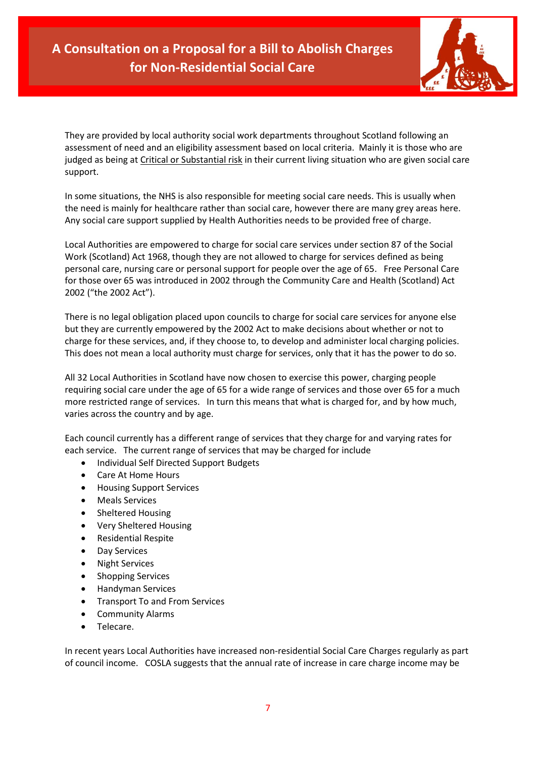They are provided by local authority social work departments throughout Scotland following an assessment of need and an eligibility assessment based on local criteria. Mainly it is those who are judged as being at Critical or Substantial risk in their current living situation who are given social care support.

In some situations, the NHS is also responsible for meeting social care needs. This is usually when the need is mainly for healthcare rather than social care, however there are many grey areas here. Any social care support supplied by Health Authorities needs to be provided free of charge.

Local Authorities are empowered to charge for social care services under section 87 of the Social Work (Scotland) Act 1968, though they are not allowed to charge for services defined as being personal care, nursing care or personal support for people over the age of 65. Free Personal Care for those over 65 was introduced in 2002 through the Community Care and Health (Scotland) Act 2002 ("the 2002 Act").

There is no legal obligation placed upon councils to charge for social care services for anyone else but they are currently empowered by the 2002 Act to make decisions about whether or not to charge for these services, and, if they choose to, to develop and administer local charging policies. This does not mean a local authority must charge for services, only that it has the power to do so.

All 32 Local Authorities in Scotland have now chosen to exercise this power, charging people requiring social care under the age of 65 for a wide range of services and those over 65 for a much more restricted range of services. In turn this means that what is charged for, and by how much, varies across the country and by age.

Each council currently has a different range of services that they charge for and varying rates for each service. The current range of services that may be charged for include

- Individual Self Directed Support Budgets
- Care At Home Hours
- Housing Support Services
- Meals Services
- Sheltered Housing
- Very Sheltered Housing
- Residential Respite
- Day Services
- Night Services
- Shopping Services
- Handyman Services
- Transport To and From Services
- Community Alarms
- Telecare.

In recent years Local Authorities have increased non-residential Social Care Charges regularly as part of council income. COSLA suggests that the annual rate of increase in care charge income may be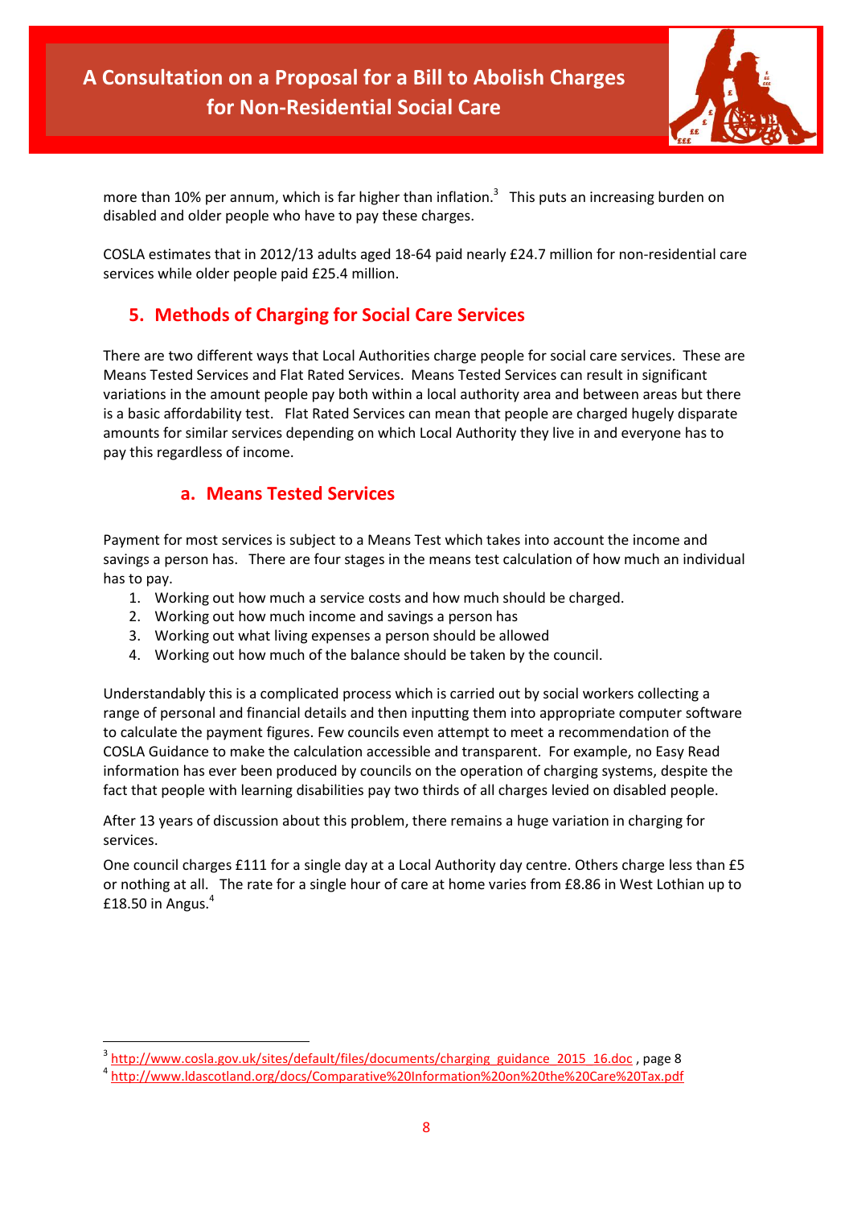more than 10% per annum, which is far higher than inflation.[3] This puts an increasing burden on disabled and older people who have to pay these charges.

COSLA estimates that in 2012/13 adults aged 18-64 paid nearly £24.7 million for non-residential care services while older people paid £25.4 million.

## 5. Methods of Charging for Social Care Services

There are two different ways that Local Authorities charge people for social care services. These are Means Tested Services and Flat Rated Services. Means Tested Services can result in significant variations in the amount people pay both within a local authority area and between areas but there is a basic affordability test. Flat Rated Services can mean that people are charged hugely disparate amounts for similar services depending on which Local Authority they live in and everyone has to pay this regardless of income.

### a. Means Tested Services

Payment for most services is subject to a Means Test which takes into account the income and savings a person has. There are four stages in the means test calculation of how much an individual has to pay.

1. Working out how much a service costs and how much should be charged.
2. Working out how much income and savings a person has
3. Working out what living expenses a person should be allowed
4. Working out how much of the balance should be taken by the council.

Understandably this is a complicated process which is carried out by social workers collecting a range of personal and financial details and then inputting them into appropriate computer software to calculate the payment figures. Few councils even attempt to meet a recommendation of the COSLA Guidance to make the calculation accessible and transparent. For example, no Easy Read information has ever been produced by councils on the operation of charging systems, despite the fact that people with learning disabilities pay two thirds of all charges levied on disabled people.

After 13 years of discussion about this problem, there remains a huge variation in charging for services.

One council charges £111 for a single day at a Local Authority day centre. Others charge less than £5 or nothing at all. The rate for a single hour of care at home varies from £8.86 in West Lothian up to £18.50 in Angus.[4]

---

[3] http://www.cosla.gov.uk/sites/default/files/documents/charging_guidance_2015_16.doc , page 8

[4] http://www.ldascotland.org/docs/Comparative%20Information%20on%20the%20Care%20Tax.pdf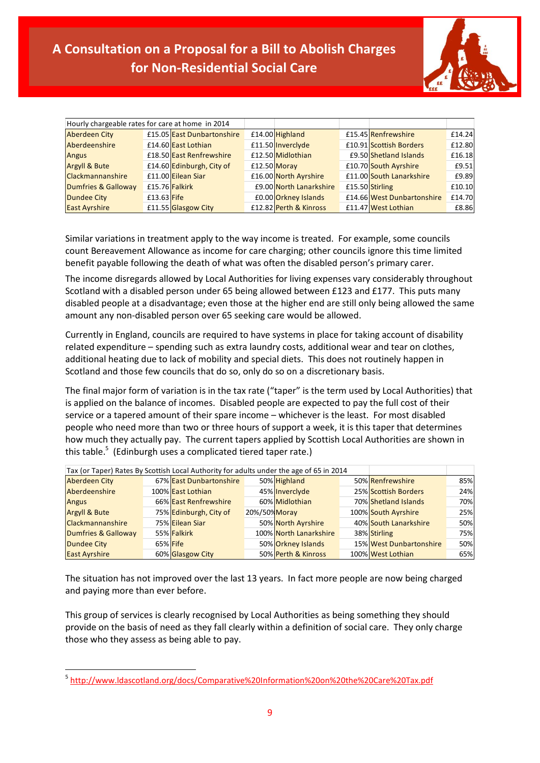| Hourly chargeable rates for care at home in 2014 | | | | | | | |
|---|---|---|---|---|---|---|---|
| Aberdeen City | £15.05 | East Dunbartonshire | £14.00 | Highland | £15.45 | Renfrewshire | £14.24 |
| Aberdeenshire | £14.60 | East Lothian | £11.50 | Inverclyde | £10.91 | Scottish Borders | £12.80 |
| Angus | £18.50 | East Renfrewshire | £12.50 | Midlothian | £9.50 | Shetland Islands | £16.18 |
| Argyll & Bute | £14.60 | Edinburgh, City of | £12.50 | Moray | £10.70 | South Ayrshire | £9.51 |
| Clackmannanshire | £11.00 | Eilean Siar | £16.00 | North Ayrshire | £11.00 | South Lanarkshire | £9.89 |
| Dumfries & Galloway | £15.76 | Falkirk | £9.00 | North Lanarkshire | £15.50 | Stirling | £10.10 |
| Dundee City | £13.63 | Fife | £0.00 | Orkney Islands | £14.66 | West Dunbartonshire | £14.70 |
| East Ayrshire | £11.55 | Glasgow City | £12.82 | Perth & Kinross | £11.47 | West Lothian | £8.86 |

Similar variations in treatment apply to the way income is treated. For example, some councils count Bereavement Allowance as income for care charging; other councils ignore this time limited benefit payable following the death of what was often the disabled person's primary carer.

The income disregards allowed by Local Authorities for living expenses vary considerably throughout Scotland with a disabled person under 65 being allowed between £123 and £177. This puts many disabled people at a disadvantage; even those at the higher end are still only being allowed the same amount any non-disabled person over 65 seeking care would be allowed.

Currently in England, councils are required to have systems in place for taking account of disability related expenditure – spending such as extra laundry costs, additional wear and tear on clothes, additional heating due to lack of mobility and special diets. This does not routinely happen in Scotland and those few councils that do so, only do so on a discretionary basis.

The final major form of variation is in the tax rate ("taper" is the term used by Local Authorities) that is applied on the balance of incomes. Disabled people are expected to pay the full cost of their service or a tapered amount of their spare income – whichever is the least. For most disabled people who need more than two or three hours of support a week, it is this taper that determines how much they actually pay. The current tapers applied by Scottish Local Authorities are shown in this table.[5] (Edinburgh uses a complicated tiered taper rate.)

| Tax (or Taper) Rates By Scottish Local Authority for adults under the age of 65 in 2014 | | | | | | | |
|---|---|---|---|---|---|---|---|
| Aberdeen City | 67% | East Dunbartonshire | 50% | Highland | 50% | Renfrewshire | 85% |
| Aberdeenshire | 100% | East Lothian | 45% | Inverclyde | 25% | Scottish Borders | 24% |
| Angus | 66% | East Renfrewshire | 60% | Midlothian | 70% | Shetland Islands | 70% |
| Argyll & Bute | 75% | Edinburgh, City of | 20%/50% | Moray | 100% | South Ayrshire | 25% |
| Clackmannanshire | 75% | Eilean Siar | 50% | North Ayrshire | 40% | South Lanarkshire | 50% |
| Dumfries & Galloway | 55% | Falkirk | 100% | North Lanarkshire | 38% | Stirling | 75% |
| Dundee City | 65% | Fife | 50% | Orkney Islands | 15% | West Dunbartonshire | 50% |
| East Ayrshire | 60% | Glasgow City | 50% | Perth & Kinross | 100% | West Lothian | 65% |

The situation has not improved over the last 13 years. In fact more people are now being charged and paying more than ever before.

This group of services is clearly recognised by Local Authorities as being something they should provide on the basis of need as they fall clearly within a definition of social care. They only charge those who they assess as being able to pay.

[5] http://www.ldascotland.org/docs/Comparative%20Information%20on%20the%20Care%20Tax.pdf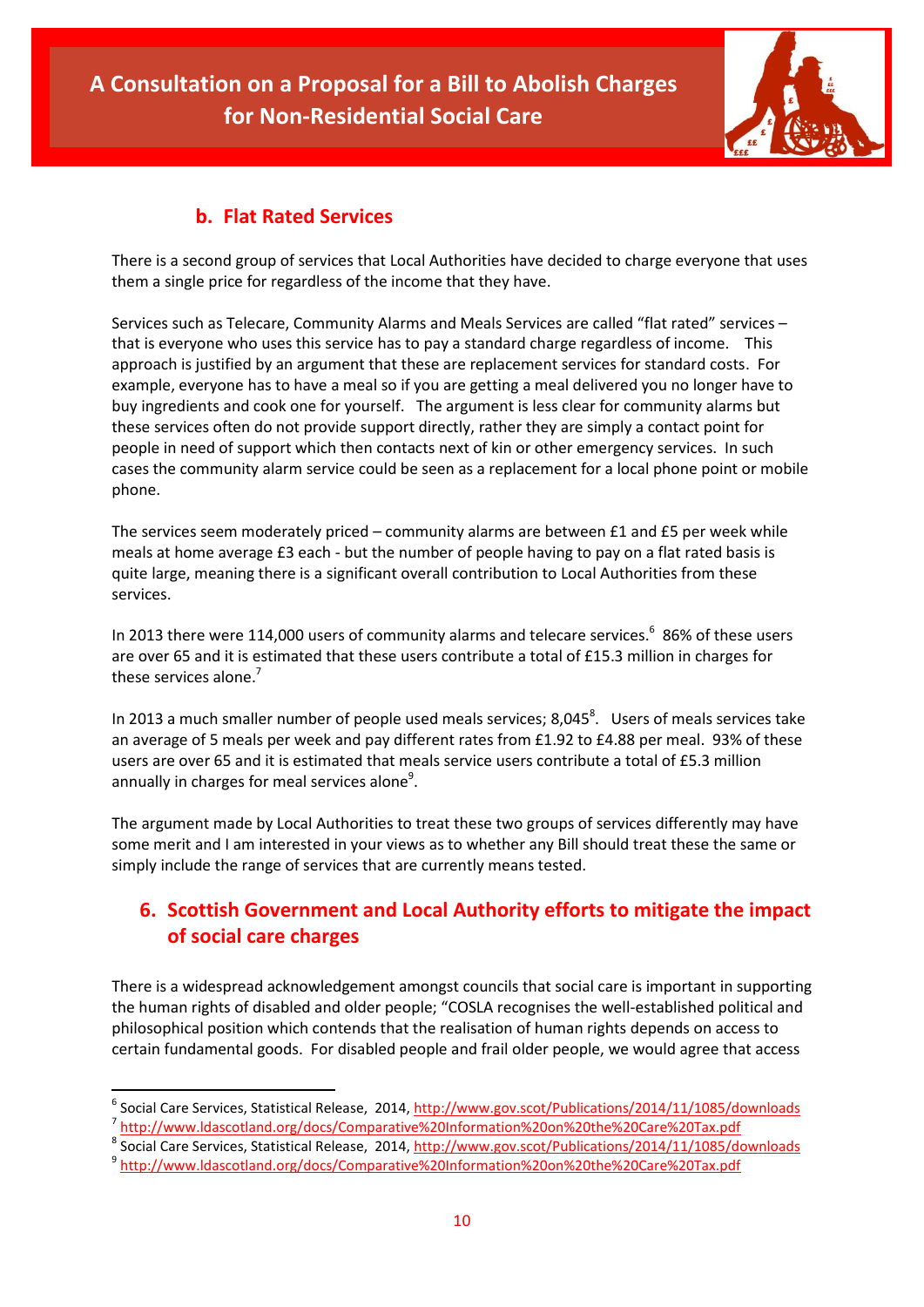### b. Flat Rated Services

There is a second group of services that Local Authorities have decided to charge everyone that uses them a single price for regardless of the income that they have.

Services such as Telecare, Community Alarms and Meals Services are called "flat rated" services – that is everyone who uses this service has to pay a standard charge regardless of income. This approach is justified by an argument that these are replacement services for standard costs. For example, everyone has to have a meal so if you are getting a meal delivered you no longer have to buy ingredients and cook one for yourself. The argument is less clear for community alarms but these services often do not provide support directly, rather they are simply a contact point for people in need of support which then contacts next of kin or other emergency services. In such cases the community alarm service could be seen as a replacement for a local phone point or mobile phone.

The services seem moderately priced – community alarms are between £1 and £5 per week while meals at home average £3 each - but the number of people having to pay on a flat rated basis is quite large, meaning there is a significant overall contribution to Local Authorities from these services.

In 2013 there were 114,000 users of community alarms and telecare services.[6] 86% of these users are over 65 and it is estimated that these users contribute a total of £15.3 million in charges for these services alone.[7]

In 2013 a much smaller number of people used meals services; 8,045[8]. Users of meals services take an average of 5 meals per week and pay different rates from £1.92 to £4.88 per meal. 93% of these users are over 65 and it is estimated that meals service users contribute a total of £5.3 million annually in charges for meal services alone[9].

The argument made by Local Authorities to treat these two groups of services differently may have some merit and I am interested in your views as to whether any Bill should treat these the same or simply include the range of services that are currently means tested.

## 6. Scottish Government and Local Authority efforts to mitigate the impact of social care charges

There is a widespread acknowledgement amongst councils that social care is important in supporting the human rights of disabled and older people; "COSLA recognises the well-established political and philosophical position which contends that the realisation of human rights depends on access to certain fundamental goods. For disabled people and frail older people, we would agree that access

---

[6] Social Care Services, Statistical Release, 2014, http://www.gov.scot/Publications/2014/11/1085/downloads

[7] http://www.ldascotland.org/docs/Comparative%20Information%20on%20the%20Care%20Tax.pdf

[8] Social Care Services, Statistical Release, 2014, http://www.gov.scot/Publications/2014/11/1085/downloads

[9] http://www.ldascotland.org/docs/Comparative%20Information%20on%20the%20Care%20Tax.pdf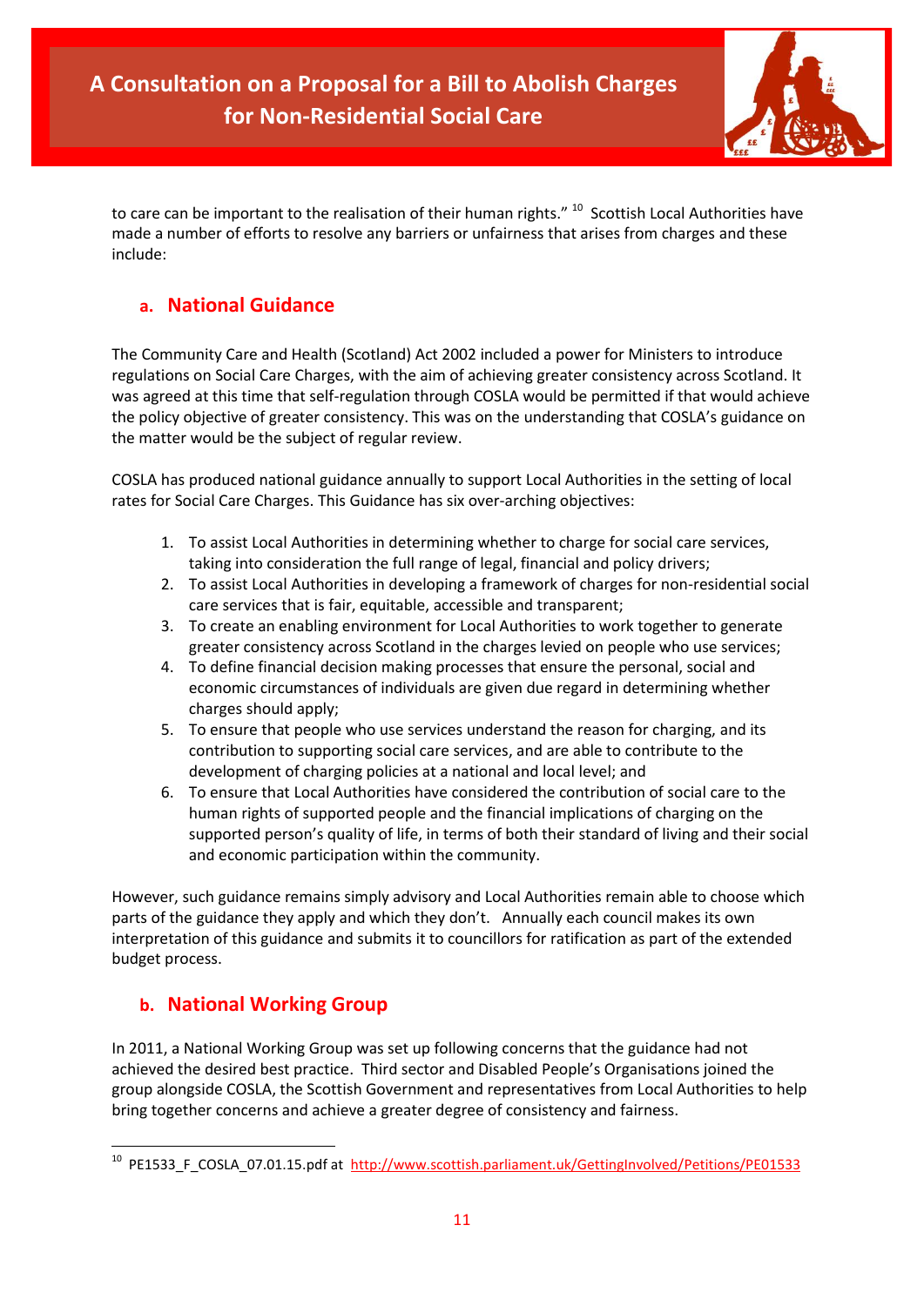to care can be important to the realisation of their human rights." [10] Scottish Local Authorities have made a number of efforts to resolve any barriers or unfairness that arises from charges and these include:

## a. National Guidance

The Community Care and Health (Scotland) Act 2002 included a power for Ministers to introduce regulations on Social Care Charges, with the aim of achieving greater consistency across Scotland. It was agreed at this time that self-regulation through COSLA would be permitted if that would achieve the policy objective of greater consistency. This was on the understanding that COSLA's guidance on the matter would be the subject of regular review.

COSLA has produced national guidance annually to support Local Authorities in the setting of local rates for Social Care Charges. This Guidance has six over-arching objectives:

1. To assist Local Authorities in determining whether to charge for social care services, taking into consideration the full range of legal, financial and policy drivers;
2. To assist Local Authorities in developing a framework of charges for non-residential social care services that is fair, equitable, accessible and transparent;
3. To create an enabling environment for Local Authorities to work together to generate greater consistency across Scotland in the charges levied on people who use services;
4. To define financial decision making processes that ensure the personal, social and economic circumstances of individuals are given due regard in determining whether charges should apply;
5. To ensure that people who use services understand the reason for charging, and its contribution to supporting social care services, and are able to contribute to the development of charging policies at a national and local level; and
6. To ensure that Local Authorities have considered the contribution of social care to the human rights of supported people and the financial implications of charging on the supported person's quality of life, in terms of both their standard of living and their social and economic participation within the community.

However, such guidance remains simply advisory and Local Authorities remain able to choose which parts of the guidance they apply and which they don't. Annually each council makes its own interpretation of this guidance and submits it to councillors for ratification as part of the extended budget process.

## b. National Working Group

In 2011, a National Working Group was set up following concerns that the guidance had not achieved the desired best practice. Third sector and Disabled People's Organisations joined the group alongside COSLA, the Scottish Government and representatives from Local Authorities to help bring together concerns and achieve a greater degree of consistency and fairness.

[10] PE1533_F_COSLA_07.01.15.pdf at http://www.scottish.parliament.uk/GettingInvolved/Petitions/PE01533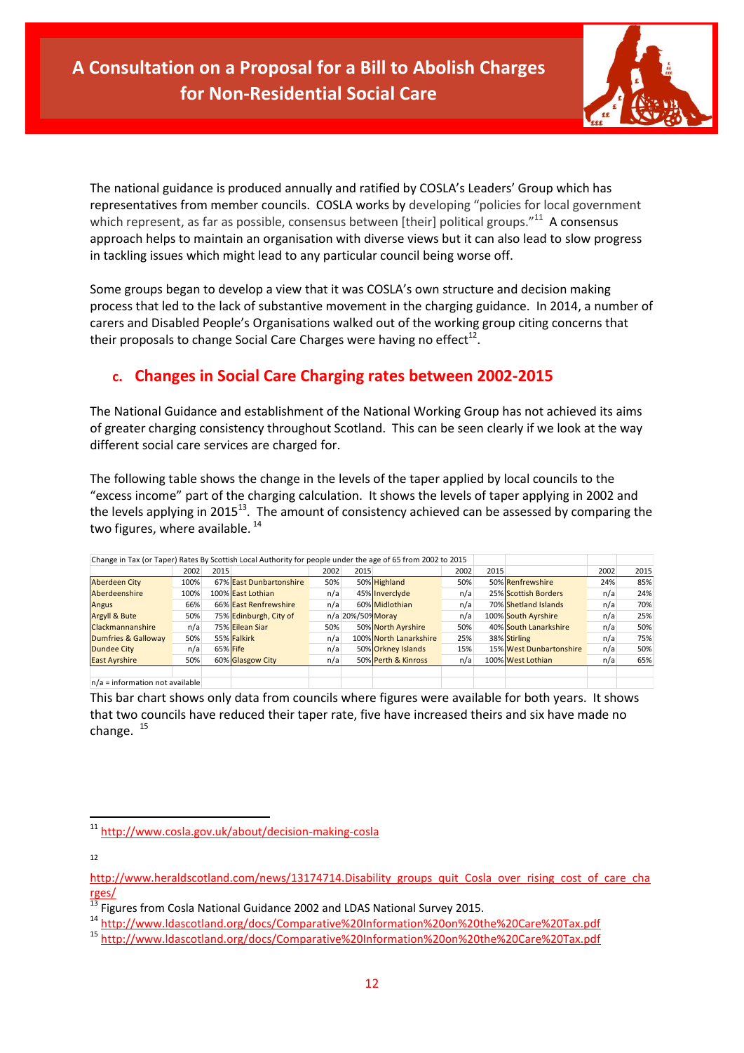The national guidance is produced annually and ratified by COSLA's Leaders' Group which has representatives from member councils. COSLA works by developing "policies for local government which represent, as far as possible, consensus between [their] political groups."[11] A consensus approach helps to maintain an organisation with diverse views but it can also lead to slow progress in tackling issues which might lead to any particular council being worse off.

Some groups began to develop a view that it was COSLA's own structure and decision making process that led to the lack of substantive movement in the charging guidance. In 2014, a number of carers and Disabled People's Organisations walked out of the working group citing concerns that their proposals to change Social Care Charges were having no effect[12].

## c. Changes in Social Care Charging rates between 2002-2015

The National Guidance and establishment of the National Working Group has not achieved its aims of greater charging consistency throughout Scotland. This can be seen clearly if we look at the way different social care services are charged for.

The following table shows the change in the levels of the taper applied by local councils to the "excess income" part of the charging calculation. It shows the levels of taper applying in 2002 and the levels applying in 2015[13]. The amount of consistency achieved can be assessed by comparing the two figures, where available. [14]

Change in Tax (or Taper) Rates By Scottish Local Authority for people under the age of 65 from 2002 to 2015

| | 2002 | 2015 | | 2002 | 2015 | | 2002 | 2015 | | 2002 | 2015 |
|---|---|---|---|---|---|---|---|---|---|---|---|
| Aberdeen City | 100% | 67% | East Dunbartonshire | 50% | 50% | Highland | 50% | 50% | Renfrewshire | 24% | 85% |
| Aberdeenshire | 100% | 100% | East Lothian | n/a | 24% | Inverclyde | n/a | 45% | Scottish Borders | n/a | 25% |
| Angus | 66% | 66% | East Renfrewshire | n/a | 60% | Midlothian | n/a | 70% | Shetland Islands | n/a | 70% |
| Argyll & Bute | 50% | 75% | Edinburgh, City of | n/a | 20%/50% | Moray | n/a | 100% | South Ayrshire | n/a | 25% |
| Clackmannanshire | n/a | 75% | Eilean Siar | 50% | 50% | North Ayrshire | 50% | 40% | South Lanarkshire | n/a | 50% |
| Dumfries & Galloway | 50% | 55% | Falkirk | n/a | 100% | North Lanarkshire | 25% | 38% | Stirling | n/a | 75% |
| Dundee City | n/a | 65% | Fife | n/a | 50% | Orkney Islands | 15% | 15% | West Dunbartonshire | n/a | 50% |
| East Ayrshire | 50% | 60% | Glasgow City | n/a | 50% | Perth & Kinross | n/a | 100% | West Lothian | n/a | 65% |

n/a = information not available

This bar chart shows only data from councils where figures were available for both years. It shows that two councils have reduced their taper rate, five have increased theirs and six have made no change. [15]

---

[11] http://www.cosla.gov.uk/about/decision-making-cosla

[12] http://www.heraldscotland.com/news/13174714.Disability_groups_quit_Cosla_over_rising_cost_of_care_charges/

[13] Figures from Cosla National Guidance 2002 and LDAS National Survey 2015.

[14] http://www.ldascotland.org/docs/Comparative%20Information%20on%20the%20Care%20Tax.pdf

[15] http://www.ldascotland.org/docs/Comparative%20Information%20on%20the%20Care%20Tax.pdf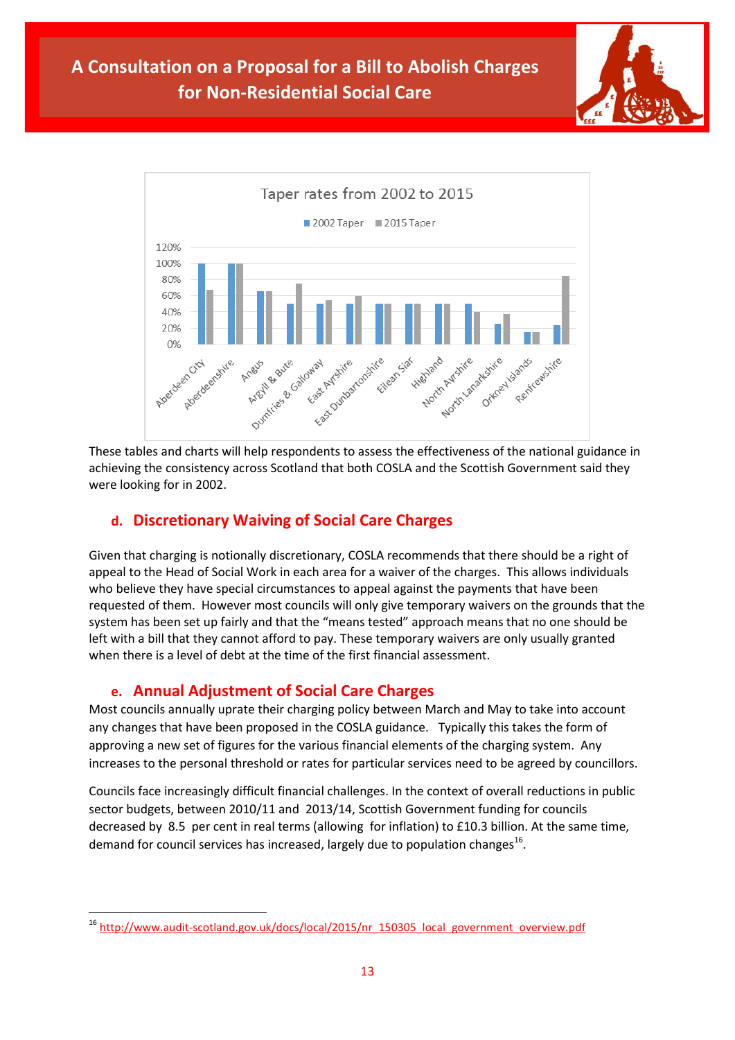Taper rates from 2002 to 2015

These tables and charts will help respondents to assess the effectiveness of the national guidance in achieving the consistency across Scotland that both COSLA and the Scottish Government said they were looking for in 2002.

### d. Discretionary Waiving of Social Care Charges

Given that charging is notionally discretionary, COSLA recommends that there should be a right of appeal to the Head of Social Work in each area for a waiver of the charges. This allows individuals who believe they have special circumstances to appeal against the payments that have been requested of them. However most councils will only give temporary waivers on the grounds that the system has been set up fairly and that the "means tested" approach means that no one should be left with a bill that they cannot afford to pay. These temporary waivers are only usually granted when there is a level of debt at the time of the first financial assessment.

### e. Annual Adjustment of Social Care Charges

Most councils annually uprate their charging policy between March and May to take into account any changes that have been proposed in the COSLA guidance. Typically this takes the form of approving a new set of figures for the various financial elements of the charging system. Any increases to the personal threshold or rates for particular services need to be agreed by councillors.

Councils face increasingly difficult financial challenges. In the context of overall reductions in public sector budgets, between 2010/11 and 2013/14, Scottish Government funding for councils decreased by 8.5 per cent in real terms (allowing for inflation) to £10.3 billion. At the same time, demand for council services has increased, largely due to population changes[16].

---

[16] http://www.audit-scotland.gov.uk/docs/local/2015/nr_150305_local_government_overview.pdf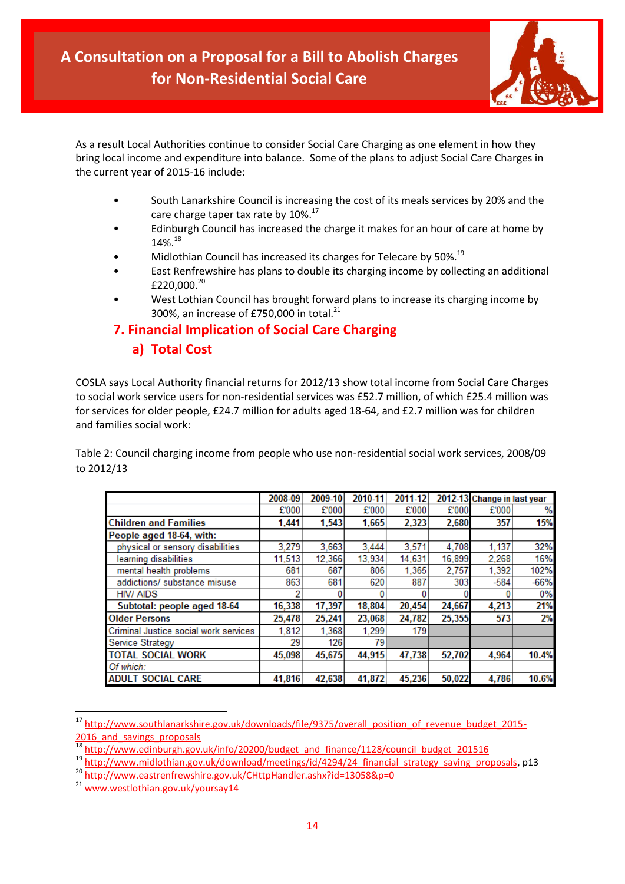As a result Local Authorities continue to consider Social Care Charging as one element in how they bring local income and expenditure into balance. Some of the plans to adjust Social Care Charges in the current year of 2015-16 include:

- South Lanarkshire Council is increasing the cost of its meals services by 20% and the care charge taper tax rate by 10%.[17]
- Edinburgh Council has increased the charge it makes for an hour of care at home by 14%.[18]
- Midlothian Council has increased its charges for Telecare by 50%.[19]
- East Renfrewshire has plans to double its charging income by collecting an additional £220,000.[20]
- West Lothian Council has brought forward plans to increase its charging income by 300%, an increase of £750,000 in total.[21]

## 7. Financial Implication of Social Care Charging

### a) Total Cost

COSLA says Local Authority financial returns for 2012/13 show total income from Social Care Charges to social work service users for non-residential services was £52.7 million, of which £25.4 million was for services for older people, £24.7 million for adults aged 18-64, and £2.7 million was for children and families social work:

Table 2: Council charging income from people who use non-residential social work services, 2008/09 to 2012/13

| | 2008-09 | 2009-10 | 2010-11 | 2011-12 | 2012-13 | Change in last year | |
|---|---|---|---|---|---|---|---|
| | £'000 | £'000 | £'000 | £'000 | £'000 | £'000 | % |
| **Children and Families** | **1,441** | **1,543** | **1,665** | **2,323** | **2,680** | **357** | **15%** |
| **People aged 18-64, with:** | | | | | | | |
| physical or sensory disabilities | 3,279 | 3,663 | 3,444 | 3,571 | 4,708 | 1,137 | 32% |
| learning disabilities | 11,513 | 12,366 | 13,934 | 14,631 | 16,899 | 2,268 | 16% |
| mental health problems | 681 | 687 | 806 | 1,365 | 2,757 | 1,392 | 102% |
| addictions/ substance misuse | 863 | 681 | 620 | 887 | 303 | -584 | -66% |
| HIV/ AIDS | 2 | 0 | 0 | 0 | 0 | 0 | 0% |
| **Subtotal: people aged 18-64** | **16,338** | **17,397** | **18,804** | **20,454** | **24,667** | **4,213** | **21%** |
| **Older Persons** | **25,478** | **25,241** | **23,068** | **24,782** | **25,355** | **573** | **2%** |
| Criminal Justice social work services | 1,812 | 1,368 | 1,299 | 179 | | | |
| Service Strategy | 29 | 126 | 79 | | | | |
| **TOTAL SOCIAL WORK** | **45,098** | **45,675** | **44,915** | **47,738** | **52,702** | **4,964** | **10.4%** |
| *Of which:* | | | | | | | |
| **ADULT SOCIAL CARE** | **41,816** | **42,638** | **41,872** | **45,236** | **50,022** | **4,786** | **10.6%** |

---

[17] http://www.southlanarkshire.gov.uk/downloads/file/9375/overall_position_of_revenue_budget_2015-2016_and_savings_proposals

[18] http://www.edinburgh.gov.uk/info/20200/budget_and_finance/1128/council_budget_201516

[19] http://www.midlothian.gov.uk/download/meetings/id/4294/24_financial_strategy_saving_proposals, p13

[20] http://www.eastrenfrewshire.gov.uk/CHttpHandler.ashx?id=13058&p=0

[21] www.westlothian.gov.uk/yoursay14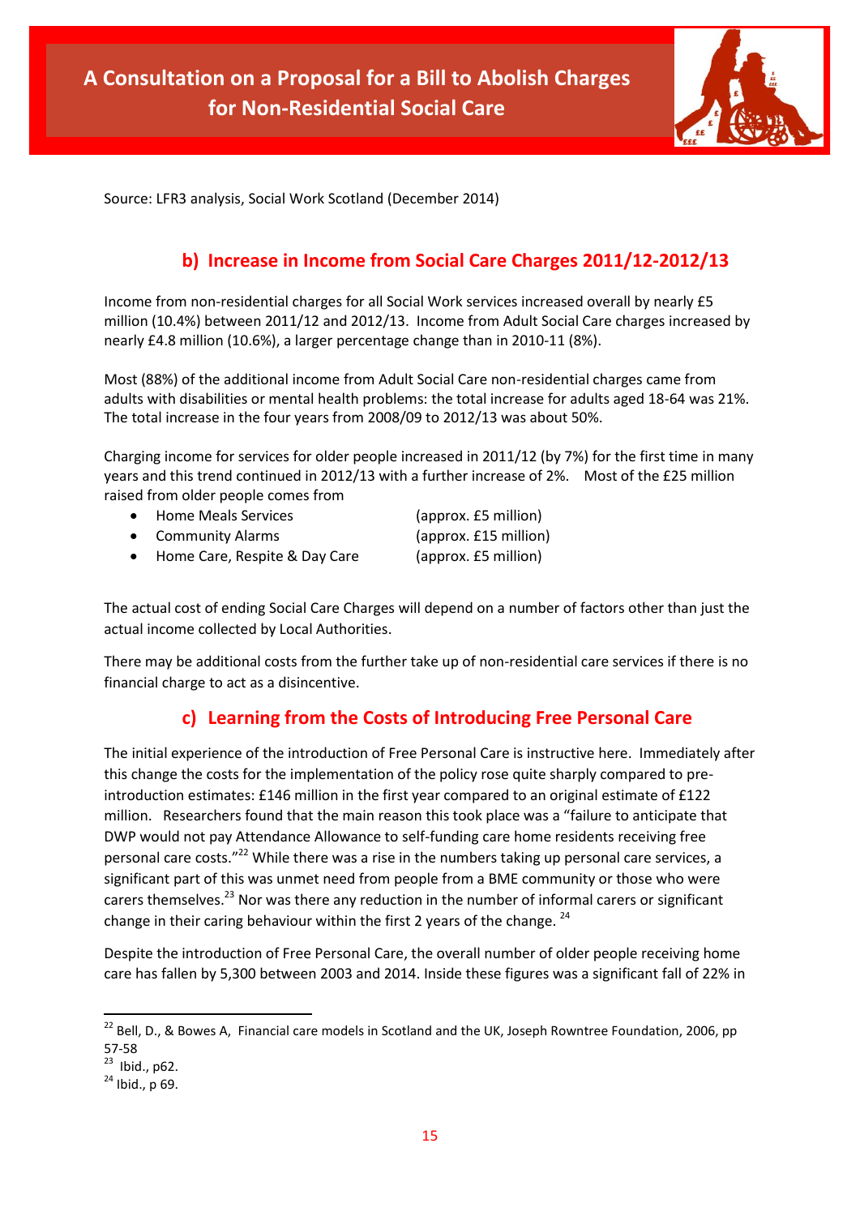Source: LFR3 analysis, Social Work Scotland (December 2014)

## b) Increase in Income from Social Care Charges 2011/12-2012/13

Income from non-residential charges for all Social Work services increased overall by nearly £5 million (10.4%) between 2011/12 and 2012/13. Income from Adult Social Care charges increased by nearly £4.8 million (10.6%), a larger percentage change than in 2010-11 (8%).

Most (88%) of the additional income from Adult Social Care non-residential charges came from adults with disabilities or mental health problems: the total increase for adults aged 18-64 was 21%. The total increase in the four years from 2008/09 to 2012/13 was about 50%.

Charging income for services for older people increased in 2011/12 (by 7%) for the first time in many years and this trend continued in 2012/13 with a further increase of 2%. Most of the £25 million raised from older people comes from

- Home Meals Services (approx. £5 million)
- Community Alarms (approx. £15 million)
- Home Care, Respite & Day Care (approx. £5 million)

The actual cost of ending Social Care Charges will depend on a number of factors other than just the actual income collected by Local Authorities.

There may be additional costs from the further take up of non-residential care services if there is no financial charge to act as a disincentive.

## c) Learning from the Costs of Introducing Free Personal Care

The initial experience of the introduction of Free Personal Care is instructive here. Immediately after this change the costs for the implementation of the policy rose quite sharply compared to pre-introduction estimates: £146 million in the first year compared to an original estimate of £122 million. Researchers found that the main reason this took place was a "failure to anticipate that DWP would not pay Attendance Allowance to self-funding care home residents receiving free personal care costs."[22] While there was a rise in the numbers taking up personal care services, a significant part of this was unmet need from people from a BME community or those who were carers themselves.[23] Nor was there any reduction in the number of informal carers or significant change in their caring behaviour within the first 2 years of the change.[24]

Despite the introduction of Free Personal Care, the overall number of older people receiving home care has fallen by 5,300 between 2003 and 2014. Inside these figures was a significant fall of 22% in

---

[22] Bell, D., & Bowes A, Financial care models in Scotland and the UK, Joseph Rowntree Foundation, 2006, pp 57-58

[23] Ibid., p62.

[24] Ibid., p 69.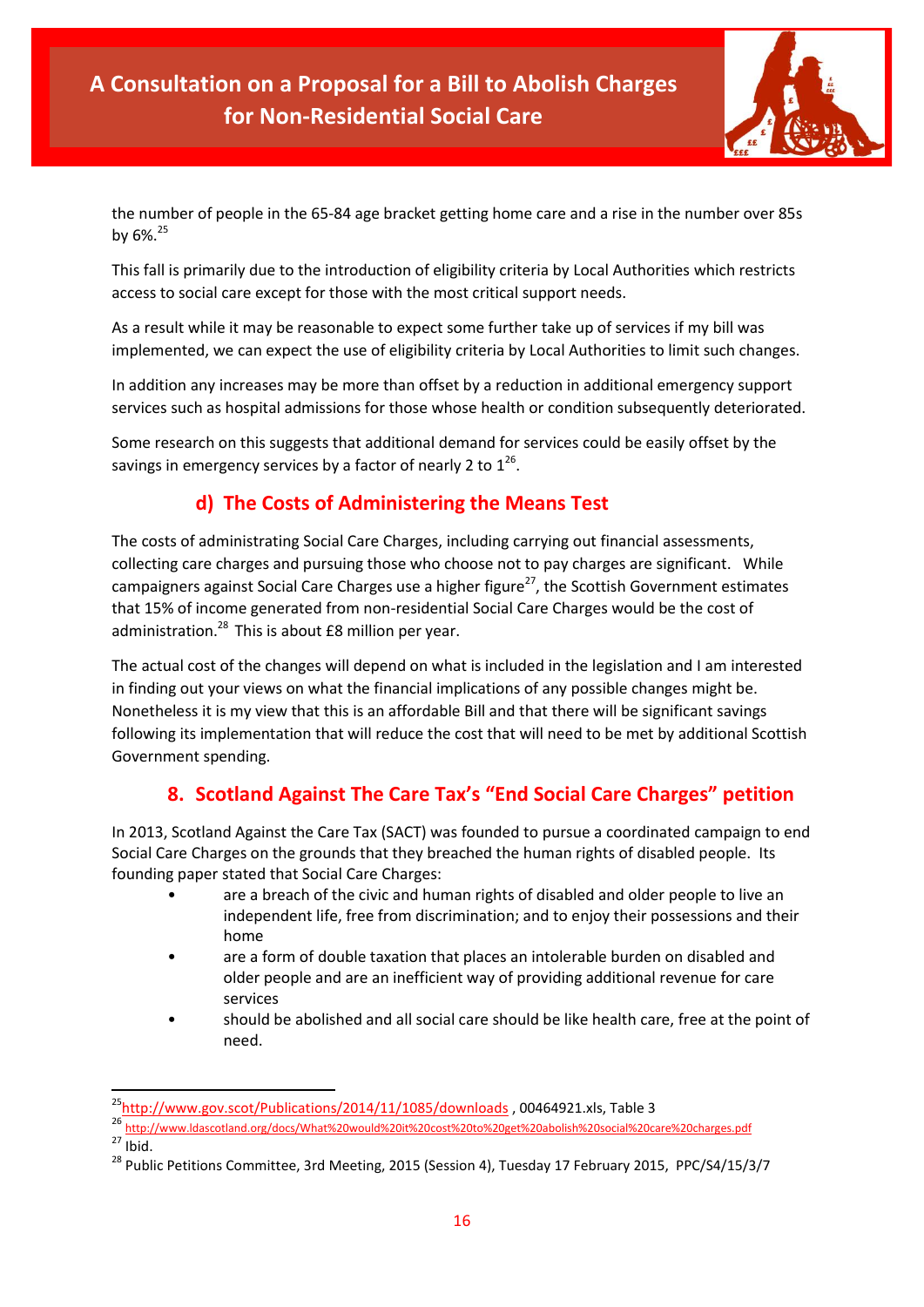the number of people in the 65-84 age bracket getting home care and a rise in the number over 85s by 6%.[25]

This fall is primarily due to the introduction of eligibility criteria by Local Authorities which restricts access to social care except for those with the most critical support needs.

As a result while it may be reasonable to expect some further take up of services if my bill was implemented, we can expect the use of eligibility criteria by Local Authorities to limit such changes.

In addition any increases may be more than offset by a reduction in additional emergency support services such as hospital admissions for those whose health or condition subsequently deteriorated.

Some research on this suggests that additional demand for services could be easily offset by the savings in emergency services by a factor of nearly 2 to 1[26].

### d) The Costs of Administering the Means Test

The costs of administrating Social Care Charges, including carrying out financial assessments, collecting care charges and pursuing those who choose not to pay charges are significant. While campaigners against Social Care Charges use a higher figure[27], the Scottish Government estimates that 15% of income generated from non-residential Social Care Charges would be the cost of administration.[28] This is about £8 million per year.

The actual cost of the changes will depend on what is included in the legislation and I am interested in finding out your views on what the financial implications of any possible changes might be. Nonetheless it is my view that this is an affordable Bill and that there will be significant savings following its implementation that will reduce the cost that will need to be met by additional Scottish Government spending.

## 8. Scotland Against The Care Tax's "End Social Care Charges" petition

In 2013, Scotland Against the Care Tax (SACT) was founded to pursue a coordinated campaign to end Social Care Charges on the grounds that they breached the human rights of disabled people. Its founding paper stated that Social Care Charges:

- are a breach of the civic and human rights of disabled and older people to live an independent life, free from discrimination; and to enjoy their possessions and their home
- are a form of double taxation that places an intolerable burden on disabled and older people and are an inefficient way of providing additional revenue for care services
- should be abolished and all social care should be like health care, free at the point of need.

---

[25] http://www.gov.scot/Publications/2014/11/1085/downloads , 00464921.xls, Table 3

[26] http://www.ldascotland.org/docs/What%20would%20it%20cost%20to%20get%20abolish%20social%20care%20charges.pdf

[27] Ibid.

[28] Public Petitions Committee, 3rd Meeting, 2015 (Session 4), Tuesday 17 February 2015, PPC/S4/15/3/7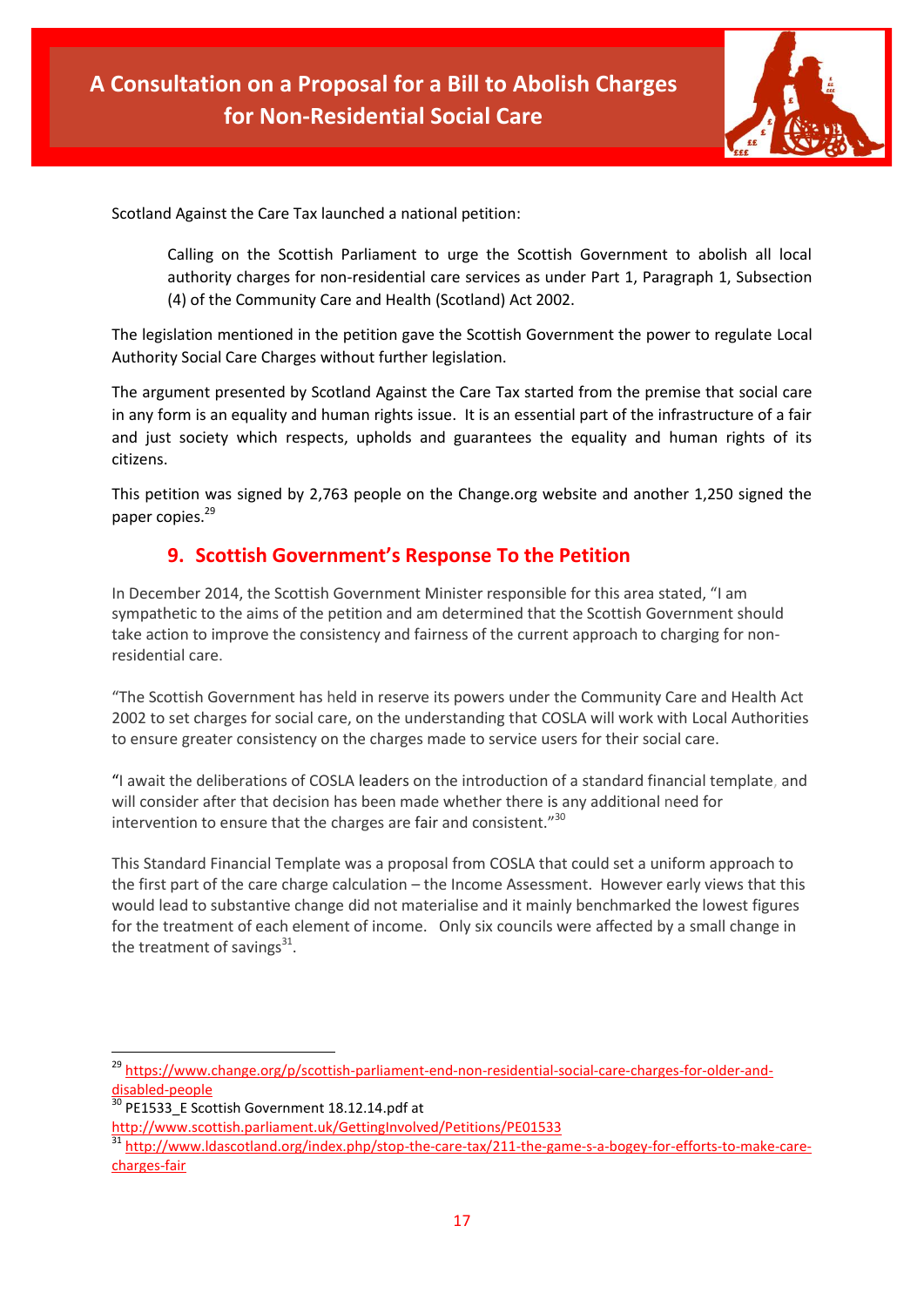Scotland Against the Care Tax launched a national petition:

> Calling on the Scottish Parliament to urge the Scottish Government to abolish all local authority charges for non-residential care services as under Part 1, Paragraph 1, Subsection (4) of the Community Care and Health (Scotland) Act 2002.

The legislation mentioned in the petition gave the Scottish Government the power to regulate Local Authority Social Care Charges without further legislation.

The argument presented by Scotland Against the Care Tax started from the premise that social care in any form is an equality and human rights issue. It is an essential part of the infrastructure of a fair and just society which respects, upholds and guarantees the equality and human rights of its citizens.

This petition was signed by 2,763 people on the Change.org website and another 1,250 signed the paper copies.[29]

## 9. Scottish Government's Response To the Petition

In December 2014, the Scottish Government Minister responsible for this area stated, "I am sympathetic to the aims of the petition and am determined that the Scottish Government should take action to improve the consistency and fairness of the current approach to charging for non-residential care.

"The Scottish Government has held in reserve its powers under the Community Care and Health Act 2002 to set charges for social care, on the understanding that COSLA will work with Local Authorities to ensure greater consistency on the charges made to service users for their social care.

"I await the deliberations of COSLA leaders on the introduction of a standard financial template, and will consider after that decision has been made whether there is any additional need for intervention to ensure that the charges are fair and consistent."[30]

This Standard Financial Template was a proposal from COSLA that could set a uniform approach to the first part of the care charge calculation – the Income Assessment. However early views that this would lead to substantive change did not materialise and it mainly benchmarked the lowest figures for the treatment of each element of income. Only six councils were affected by a small change in the treatment of savings[31].

---

[29] https://www.change.org/p/scottish-parliament-end-non-residential-social-care-charges-for-older-and-disabled-people

[30] PE1533_E Scottish Government 18.12.14.pdf at http://www.scottish.parliament.uk/GettingInvolved/Petitions/PE01533

[31] http://www.ldascotland.org/index.php/stop-the-care-tax/211-the-game-s-a-bogey-for-efforts-to-make-care-charges-fair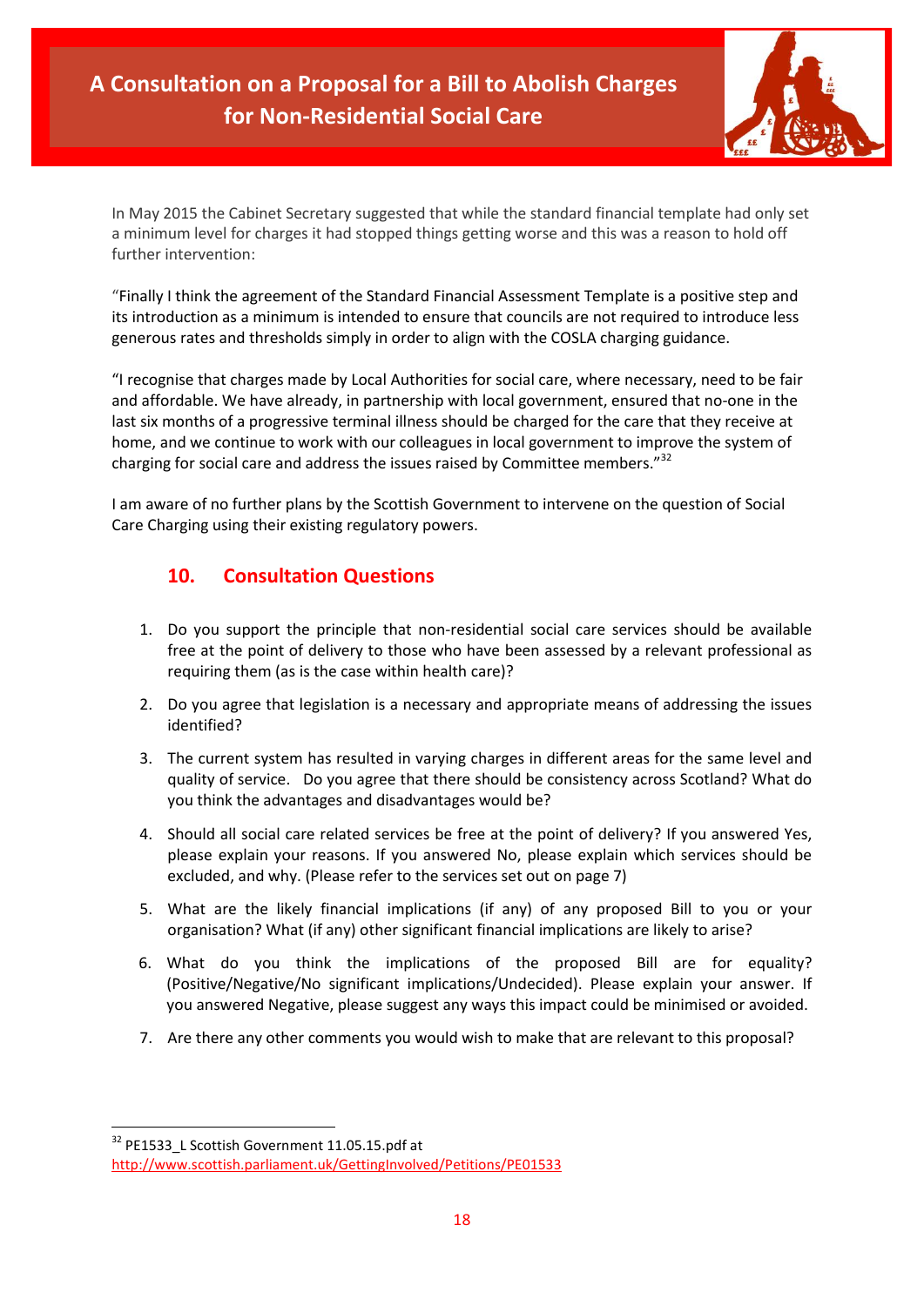In May 2015 the Cabinet Secretary suggested that while the standard financial template had only set a minimum level for charges it had stopped things getting worse and this was a reason to hold off further intervention:

"Finally I think the agreement of the Standard Financial Assessment Template is a positive step and its introduction as a minimum is intended to ensure that councils are not required to introduce less generous rates and thresholds simply in order to align with the COSLA charging guidance.

"I recognise that charges made by Local Authorities for social care, where necessary, need to be fair and affordable. We have already, in partnership with local government, ensured that no-one in the last six months of a progressive terminal illness should be charged for the care that they receive at home, and we continue to work with our colleagues in local government to improve the system of charging for social care and address the issues raised by Committee members."[32]

I am aware of no further plans by the Scottish Government to intervene on the question of Social Care Charging using their existing regulatory powers.

## 10. Consultation Questions

1. Do you support the principle that non-residential social care services should be available free at the point of delivery to those who have been assessed by a relevant professional as requiring them (as is the case within health care)?
2. Do you agree that legislation is a necessary and appropriate means of addressing the issues identified?
3. The current system has resulted in varying charges in different areas for the same level and quality of service. Do you agree that there should be consistency across Scotland? What do you think the advantages and disadvantages would be?
4. Should all social care related services be free at the point of delivery? If you answered Yes, please explain your reasons. If you answered No, please explain which services should be excluded, and why. (Please refer to the services set out on page 7)
5. What are the likely financial implications (if any) of any proposed Bill to you or your organisation? What (if any) other significant financial implications are likely to arise?
6. What do you think the implications of the proposed Bill are for equality? (Positive/Negative/No significant implications/Undecided). Please explain your answer. If you answered Negative, please suggest any ways this impact could be minimised or avoided.
7. Are there any other comments you would wish to make that are relevant to this proposal?

---

[32] PE1533_L Scottish Government 11.05.15.pdf at http://www.scottish.parliament.uk/GettingInvolved/Petitions/PE01533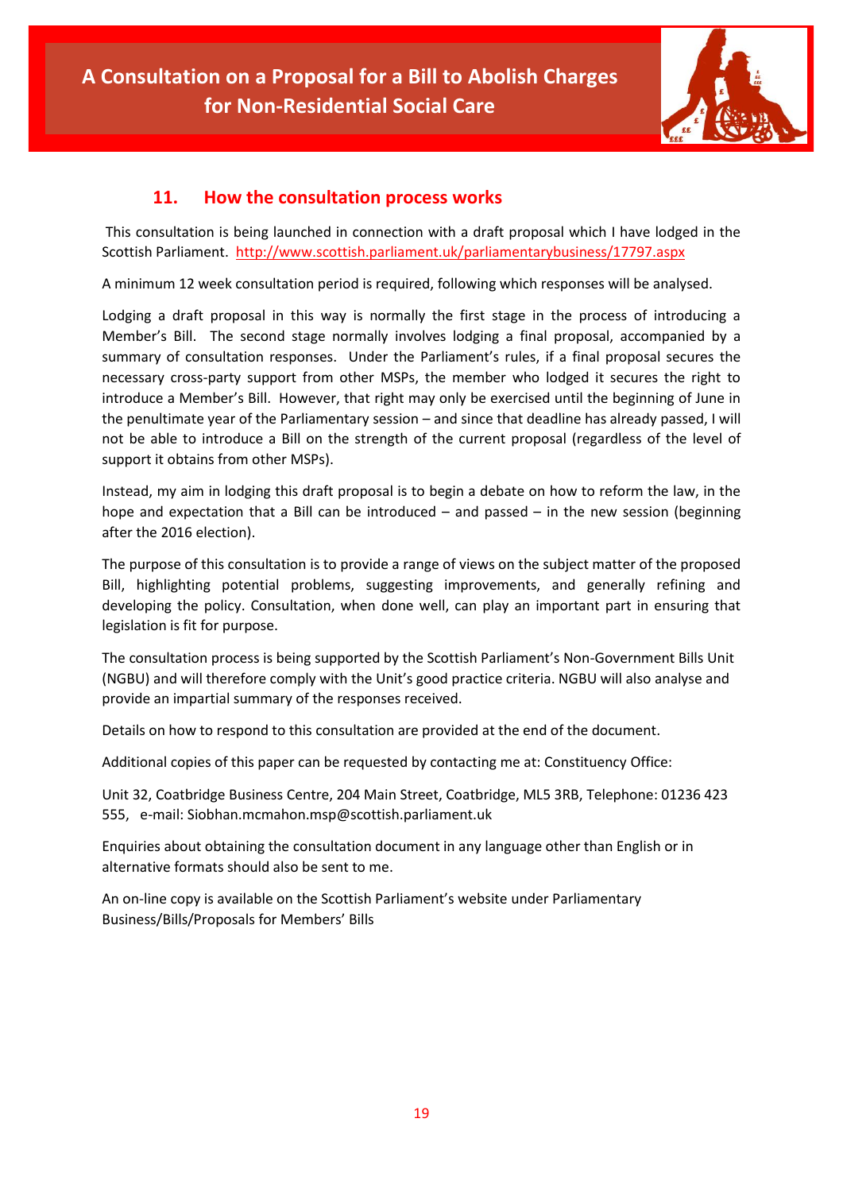## 11. How the consultation process works

This consultation is being launched in connection with a draft proposal which I have lodged in the Scottish Parliament. http://www.scottish.parliament.uk/parliamentarybusiness/17797.aspx

A minimum 12 week consultation period is required, following which responses will be analysed.

Lodging a draft proposal in this way is normally the first stage in the process of introducing a Member's Bill. The second stage normally involves lodging a final proposal, accompanied by a summary of consultation responses. Under the Parliament's rules, if a final proposal secures the necessary cross-party support from other MSPs, the member who lodged it secures the right to introduce a Member's Bill. However, that right may only be exercised until the beginning of June in the penultimate year of the Parliamentary session – and since that deadline has already passed, I will not be able to introduce a Bill on the strength of the current proposal (regardless of the level of support it obtains from other MSPs).

Instead, my aim in lodging this draft proposal is to begin a debate on how to reform the law, in the hope and expectation that a Bill can be introduced – and passed – in the new session (beginning after the 2016 election).

The purpose of this consultation is to provide a range of views on the subject matter of the proposed Bill, highlighting potential problems, suggesting improvements, and generally refining and developing the policy. Consultation, when done well, can play an important part in ensuring that legislation is fit for purpose.

The consultation process is being supported by the Scottish Parliament's Non-Government Bills Unit (NGBU) and will therefore comply with the Unit's good practice criteria. NGBU will also analyse and provide an impartial summary of the responses received.

Details on how to respond to this consultation are provided at the end of the document.

Additional copies of this paper can be requested by contacting me at: Constituency Office:

Unit 32, Coatbridge Business Centre, 204 Main Street, Coatbridge, ML5 3RB, Telephone: 01236 423 555, e-mail: Siobhan.mcmahon.msp@scottish.parliament.uk

Enquiries about obtaining the consultation document in any language other than English or in alternative formats should also be sent to me.

An on-line copy is available on the Scottish Parliament's website under Parliamentary Business/Bills/Proposals for Members' Bills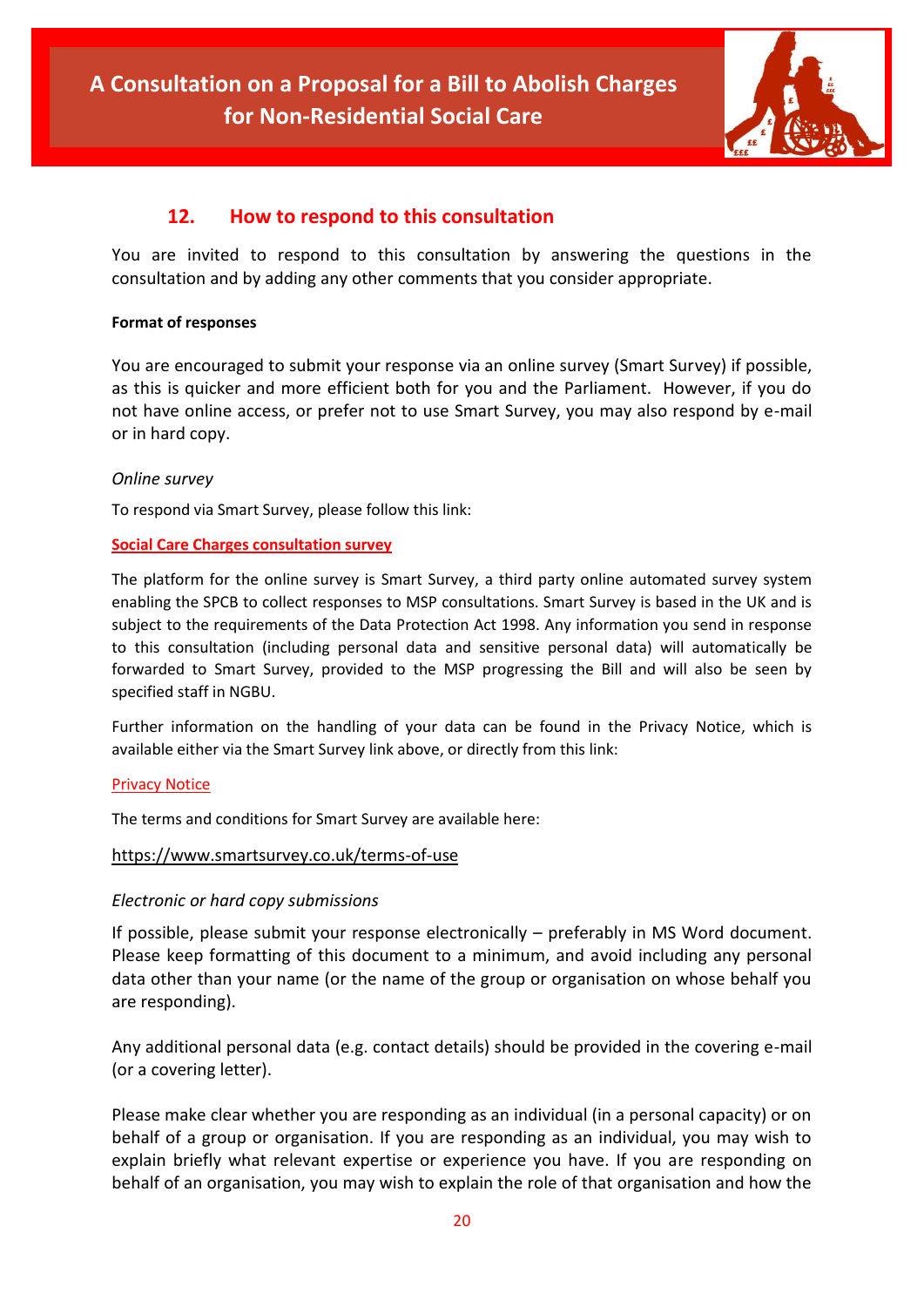## 12. How to respond to this consultation

You are invited to respond to this consultation by answering the questions in the consultation and by adding any other comments that you consider appropriate.

**Format of responses**

You are encouraged to submit your response via an online survey (Smart Survey) if possible, as this is quicker and more efficient both for you and the Parliament. However, if you do not have online access, or prefer not to use Smart Survey, you may also respond by e-mail or in hard copy.

*Online survey*

To respond via Smart Survey, please follow this link:

Social Care Charges consultation survey

The platform for the online survey is Smart Survey, a third party online automated survey system enabling the SPCB to collect responses to MSP consultations. Smart Survey is based in the UK and is subject to the requirements of the Data Protection Act 1998. Any information you send in response to this consultation (including personal data and sensitive personal data) will automatically be forwarded to Smart Survey, provided to the MSP progressing the Bill and will also be seen by specified staff in NGBU.

Further information on the handling of your data can be found in the Privacy Notice, which is available either via the Smart Survey link above, or directly from this link:

Privacy Notice

The terms and conditions for Smart Survey are available here:

https://www.smartsurvey.co.uk/terms-of-use

*Electronic or hard copy submissions*

If possible, please submit your response electronically – preferably in MS Word document. Please keep formatting of this document to a minimum, and avoid including any personal data other than your name (or the name of the group or organisation on whose behalf you are responding).

Any additional personal data (e.g. contact details) should be provided in the covering e-mail (or a covering letter).

Please make clear whether you are responding as an individual (in a personal capacity) or on behalf of a group or organisation. If you are responding as an individual, you may wish to explain briefly what relevant expertise or experience you have. If you are responding on behalf of an organisation, you may wish to explain the role of that organisation and how the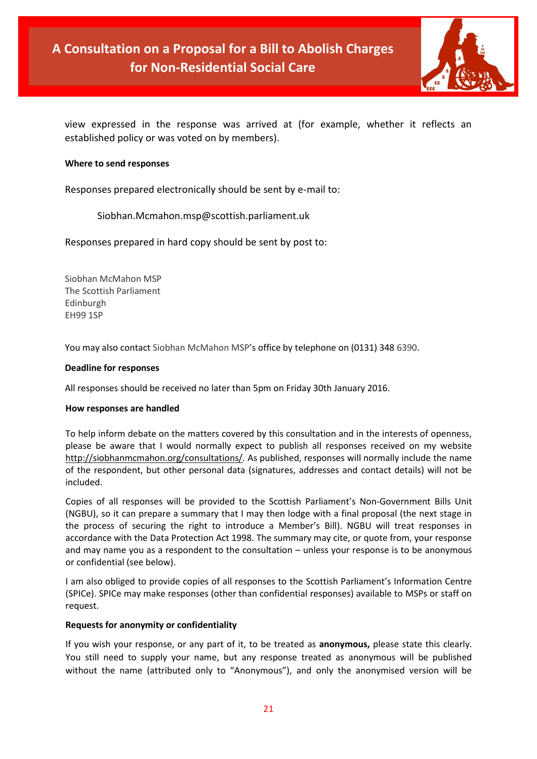view expressed in the response was arrived at (for example, whether it reflects an established policy or was voted on by members).

**Where to send responses**

Responses prepared electronically should be sent by e-mail to:

Siobhan.Mcmahon.msp@scottish.parliament.uk

Responses prepared in hard copy should be sent by post to:

Siobhan McMahon MSP
The Scottish Parliament
Edinburgh
EH99 1SP

You may also contact Siobhan McMahon MSP's office by telephone on (0131) 348 6390.

**Deadline for responses**

All responses should be received no later than 5pm on Friday 30th January 2016.

**How responses are handled**

To help inform debate on the matters covered by this consultation and in the interests of openness, please be aware that I would normally expect to publish all responses received on my website http://siobhanmcmahon.org/consultations/. As published, responses will normally include the name of the respondent, but other personal data (signatures, addresses and contact details) will not be included.

Copies of all responses will be provided to the Scottish Parliament's Non-Government Bills Unit (NGBU), so it can prepare a summary that I may then lodge with a final proposal (the next stage in the process of securing the right to introduce a Member's Bill). NGBU will treat responses in accordance with the Data Protection Act 1998. The summary may cite, or quote from, your response and may name you as a respondent to the consultation – unless your response is to be anonymous or confidential (see below).

I am also obliged to provide copies of all responses to the Scottish Parliament's Information Centre (SPICe). SPICe may make responses (other than confidential responses) available to MSPs or staff on request.

**Requests for anonymity or confidentiality**

If you wish your response, or any part of it, to be treated as **anonymous,** please state this clearly. You still need to supply your name, but any response treated as anonymous will be published without the name (attributed only to "Anonymous"), and only the anonymised version will be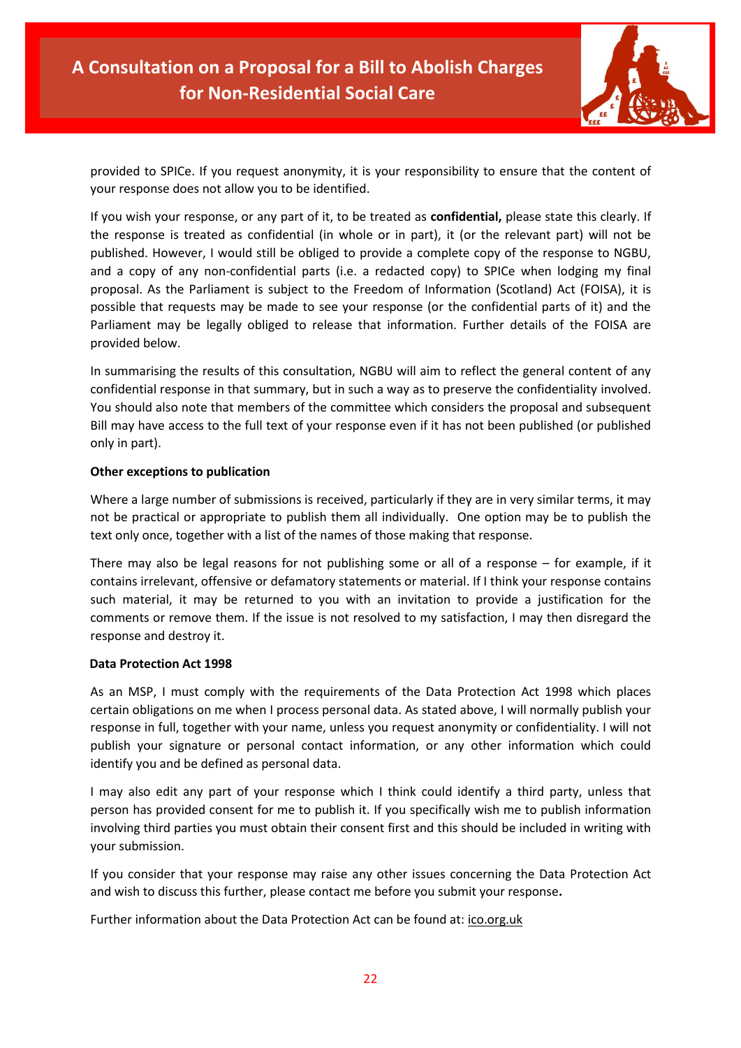provided to SPICe. If you request anonymity, it is your responsibility to ensure that the content of your response does not allow you to be identified.

If you wish your response, or any part of it, to be treated as **confidential,** please state this clearly. If the response is treated as confidential (in whole or in part), it (or the relevant part) will not be published. However, I would still be obliged to provide a complete copy of the response to NGBU, and a copy of any non-confidential parts (i.e. a redacted copy) to SPICe when lodging my final proposal. As the Parliament is subject to the Freedom of Information (Scotland) Act (FOISA), it is possible that requests may be made to see your response (or the confidential parts of it) and the Parliament may be legally obliged to release that information. Further details of the FOISA are provided below.

In summarising the results of this consultation, NGBU will aim to reflect the general content of any confidential response in that summary, but in such a way as to preserve the confidentiality involved. You should also note that members of the committee which considers the proposal and subsequent Bill may have access to the full text of your response even if it has not been published (or published only in part).

**Other exceptions to publication**

Where a large number of submissions is received, particularly if they are in very similar terms, it may not be practical or appropriate to publish them all individually. One option may be to publish the text only once, together with a list of the names of those making that response.

There may also be legal reasons for not publishing some or all of a response – for example, if it contains irrelevant, offensive or defamatory statements or material. If I think your response contains such material, it may be returned to you with an invitation to provide a justification for the comments or remove them. If the issue is not resolved to my satisfaction, I may then disregard the response and destroy it.

**Data Protection Act 1998**

As an MSP, I must comply with the requirements of the Data Protection Act 1998 which places certain obligations on me when I process personal data. As stated above, I will normally publish your response in full, together with your name, unless you request anonymity or confidentiality. I will not publish your signature or personal contact information, or any other information which could identify you and be defined as personal data.

I may also edit any part of your response which I think could identify a third party, unless that person has provided consent for me to publish it. If you specifically wish me to publish information involving third parties you must obtain their consent first and this should be included in writing with your submission.

If you consider that your response may raise any other issues concerning the Data Protection Act and wish to discuss this further, please contact me before you submit your response**.**

Further information about the Data Protection Act can be found at: ico.org.uk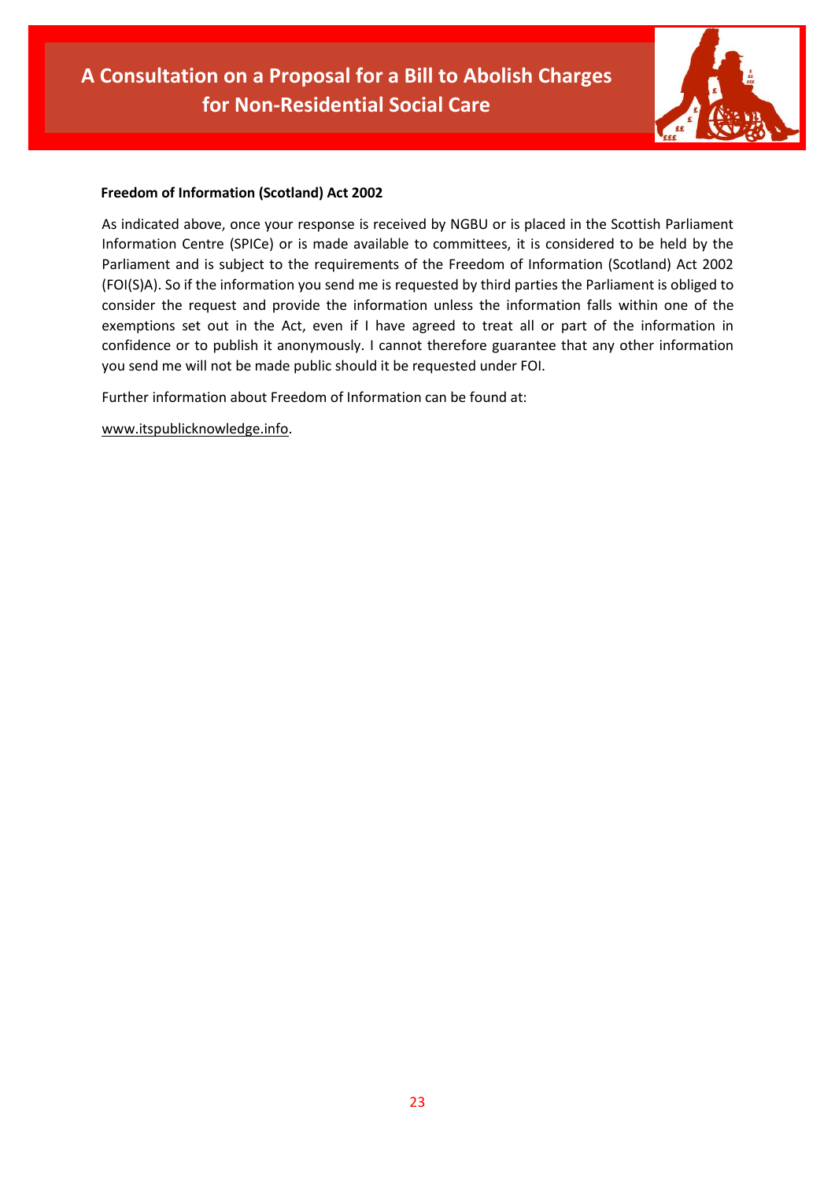**Freedom of Information (Scotland) Act 2002**

As indicated above, once your response is received by NGBU or is placed in the Scottish Parliament Information Centre (SPICe) or is made available to committees, it is considered to be held by the Parliament and is subject to the requirements of the Freedom of Information (Scotland) Act 2002 (FOI(S)A). So if the information you send me is requested by third parties the Parliament is obliged to consider the request and provide the information unless the information falls within one of the exemptions set out in the Act, even if I have agreed to treat all or part of the information in confidence or to publish it anonymously. I cannot therefore guarantee that any other information you send me will not be made public should it be requested under FOI.

Further information about Freedom of Information can be found at:

www.itspublicknowledge.info.